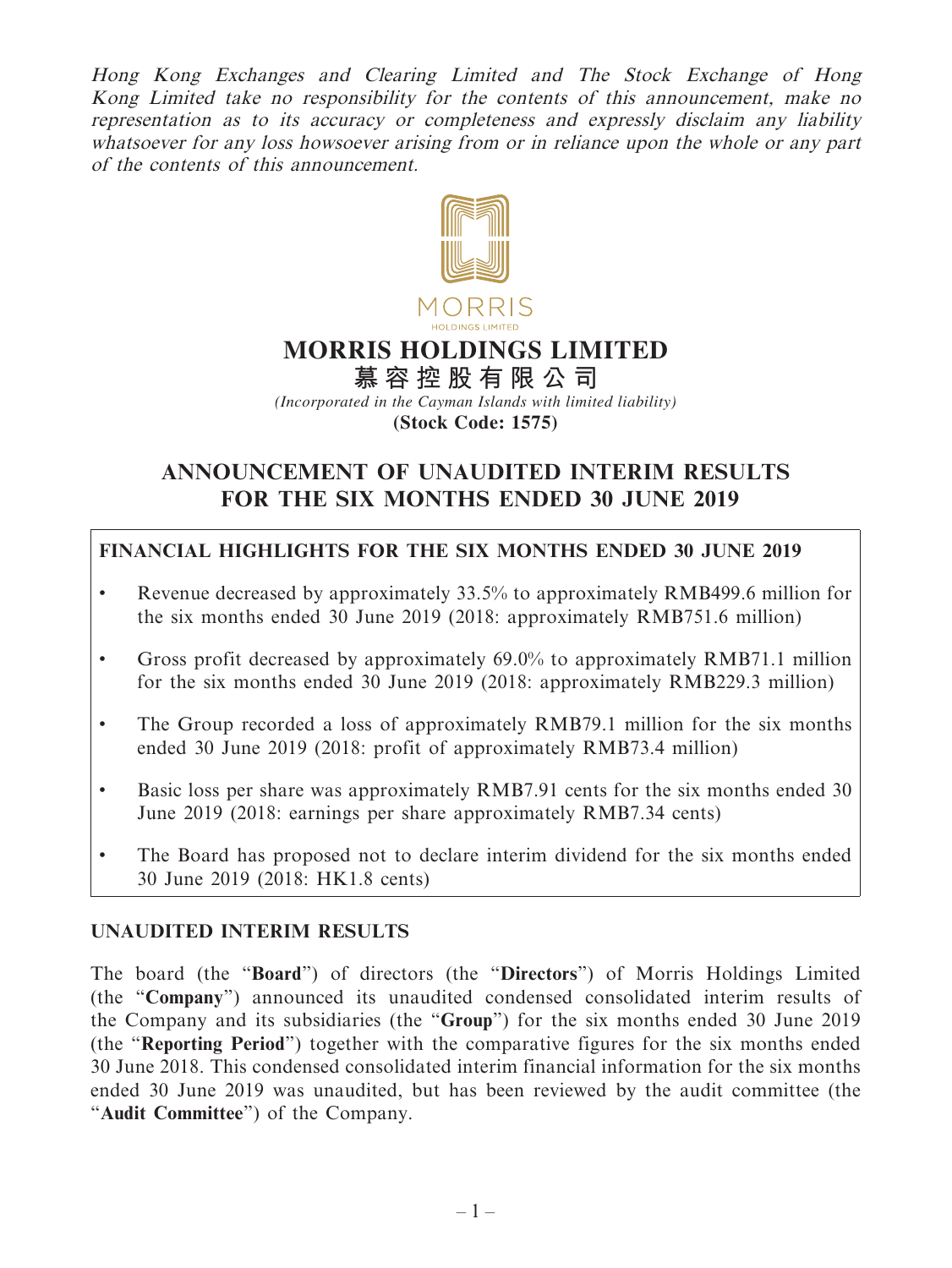*Hong Kong Exchanges and Clearing Limited and The Stock Exchange of Hong Kong Limited take no responsibility for the contents of this announcement, make no representation as to its accuracy or completeness and expressly disclaim any liability whatsoever for any loss howsoever arising from or in reliance upon the whole or any part of the contents of this announcement.*

MORRIS
HOLDINGS LIMITED

# MORRIS HOLDINGS LIMITED
# 慕容控股有限公司

*(Incorporated in the Cayman Islands with limited liability)*
**(Stock Code: 1575)**

## ANNOUNCEMENT OF UNAUDITED INTERIM RESULTS FOR THE SIX MONTHS ENDED 30 JUNE 2019

**FINANCIAL HIGHLIGHTS FOR THE SIX MONTHS ENDED 30 JUNE 2019**

- Revenue decreased by approximately 33.5% to approximately RMB499.6 million for the six months ended 30 June 2019 (2018: approximately RMB751.6 million)
- Gross profit decreased by approximately 69.0% to approximately RMB71.1 million for the six months ended 30 June 2019 (2018: approximately RMB229.3 million)
- The Group recorded a loss of approximately RMB79.1 million for the six months ended 30 June 2019 (2018: profit of approximately RMB73.4 million)
- Basic loss per share was approximately RMB7.91 cents for the six months ended 30 June 2019 (2018: earnings per share approximately RMB7.34 cents)
- The Board has proposed not to declare interim dividend for the six months ended 30 June 2019 (2018: HK1.8 cents)

**UNAUDITED INTERIM RESULTS**

The board (the "**Board**") of directors (the "**Directors**") of Morris Holdings Limited (the "**Company**") announced its unaudited condensed consolidated interim results of the Company and its subsidiaries (the "**Group**") for the six months ended 30 June 2019 (the "**Reporting Period**") together with the comparative figures for the six months ended 30 June 2018. This condensed consolidated interim financial information for the six months ended 30 June 2019 was unaudited, but has been reviewed by the audit committee (the "**Audit Committee**") of the Company.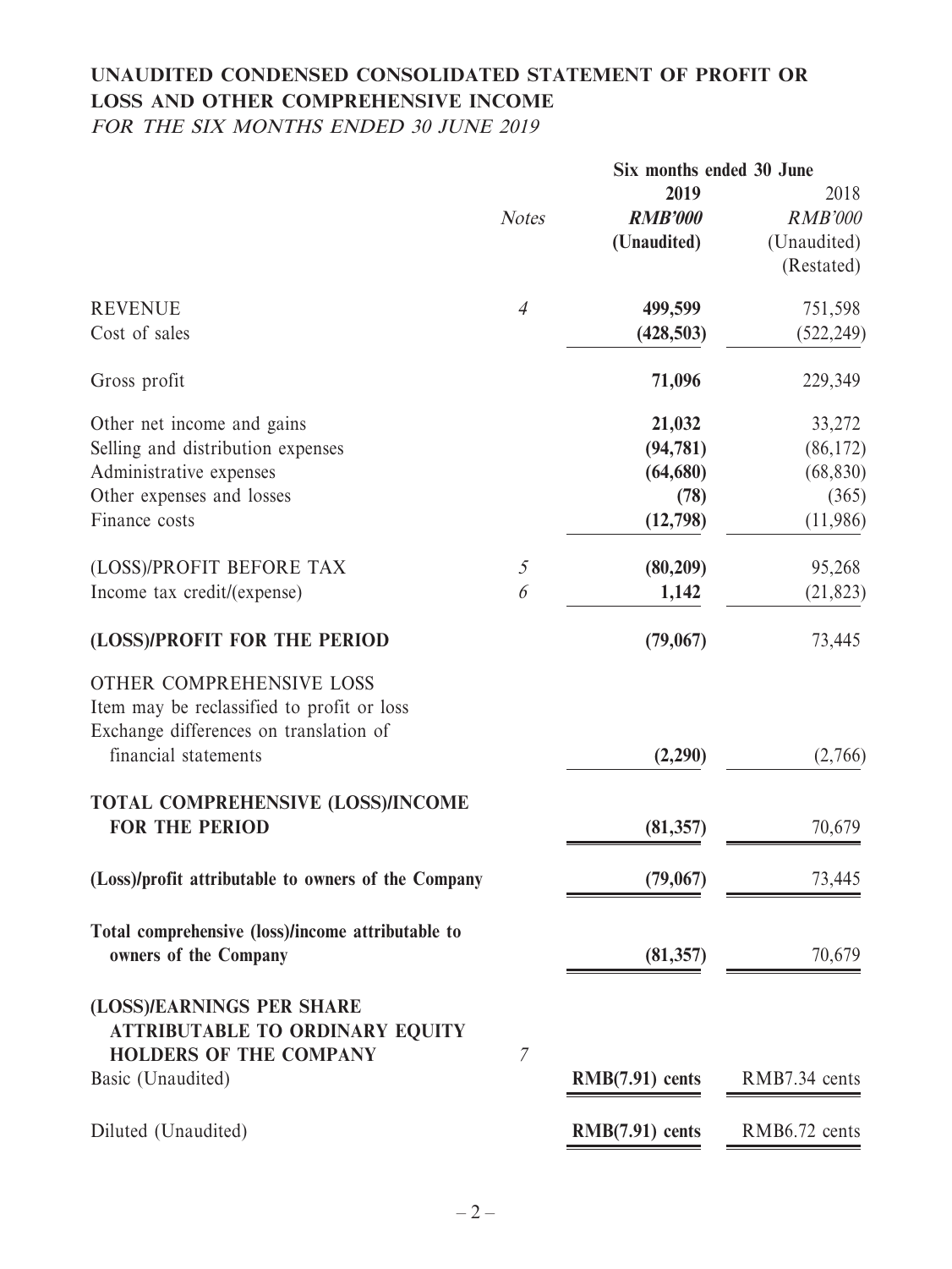# UNAUDITED CONDENSED CONSOLIDATED STATEMENT OF PROFIT OR LOSS AND OTHER COMPREHENSIVE INCOME

*FOR THE SIX MONTHS ENDED 30 JUNE 2019*

| | *Notes* | Six months ended 30 June | |
|---|---|---|---|
| | | **2019** | 2018 |
| | | ***RMB'000*** | *RMB'000* |
| | | **(Unaudited)** | (Unaudited) |
| | | | (Restated) |
| REVENUE | *4* | **499,599** | 751,598 |
| Cost of sales | | **(428,503)** | (522,249) |
| Gross profit | | **71,096** | 229,349 |
| Other net income and gains | | **21,032** | 33,272 |
| Selling and distribution expenses | | **(94,781)** | (86,172) |
| Administrative expenses | | **(64,680)** | (68,830) |
| Other expenses and losses | | **(78)** | (365) |
| Finance costs | | **(12,798)** | (11,986) |
| (LOSS)/PROFIT BEFORE TAX | *5* | **(80,209)** | 95,268 |
| Income tax credit/(expense) | *6* | **1,142** | (21,823) |
| **(LOSS)/PROFIT FOR THE PERIOD** | | **(79,067)** | 73,445 |
| OTHER COMPREHENSIVE LOSS | | | |
| Item may be reclassified to profit or loss | | | |
| Exchange differences on translation of financial statements | | **(2,290)** | (2,766) |
| **TOTAL COMPREHENSIVE (LOSS)/INCOME FOR THE PERIOD** | | **(81,357)** | 70,679 |
| **(Loss)/profit attributable to owners of the Company** | | **(79,067)** | 73,445 |
| **Total comprehensive (loss)/income attributable to owners of the Company** | | **(81,357)** | 70,679 |
| **(LOSS)/EARNINGS PER SHARE ATTRIBUTABLE TO ORDINARY EQUITY HOLDERS OF THE COMPANY** | *7* | | |
| Basic (Unaudited) | | **RMB(7.91) cents** | RMB7.34 cents |
| Diluted (Unaudited) | | **RMB(7.91) cents** | RMB6.72 cents |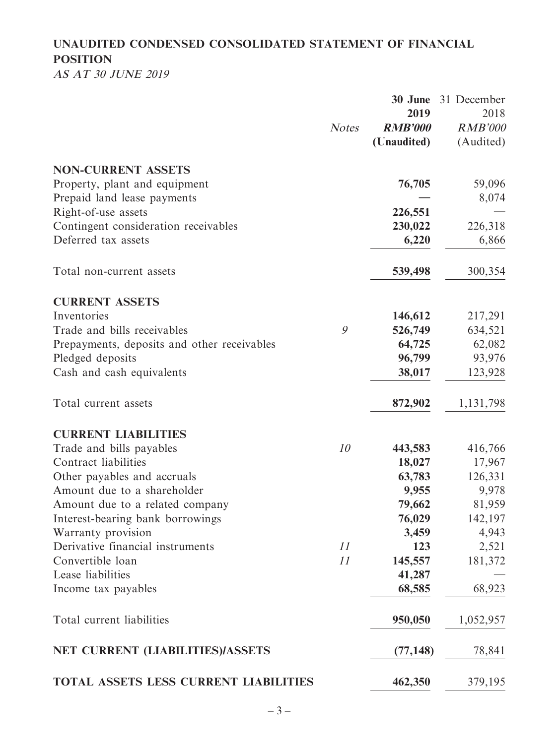## UNAUDITED CONDENSED CONSOLIDATED STATEMENT OF FINANCIAL POSITION

*AS AT 30 JUNE 2019*

| | Notes | 30 June 2019 RMB'000 (Unaudited) | 31 December 2018 RMB'000 (Audited) |
|---|---|---|---|
| **NON-CURRENT ASSETS** | | | |
| Property, plant and equipment | | **76,705** | 59,096 |
| Prepaid land lease payments | | **—** | 8,074 |
| Right-of-use assets | | **226,551** | — |
| Contingent consideration receivables | | **230,022** | 226,318 |
| Deferred tax assets | | **6,220** | 6,866 |
| Total non-current assets | | **539,498** | 300,354 |
| **CURRENT ASSETS** | | | |
| Inventories | | **146,612** | 217,291 |
| Trade and bills receivables | 9 | **526,749** | 634,521 |
| Prepayments, deposits and other receivables | | **64,725** | 62,082 |
| Pledged deposits | | **96,799** | 93,976 |
| Cash and cash equivalents | | **38,017** | 123,928 |
| Total current assets | | **872,902** | 1,131,798 |
| **CURRENT LIABILITIES** | | | |
| Trade and bills payables | 10 | **443,583** | 416,766 |
| Contract liabilities | | **18,027** | 17,967 |
| Other payables and accruals | | **63,783** | 126,331 |
| Amount due to a shareholder | | **9,955** | 9,978 |
| Amount due to a related company | | **79,662** | 81,959 |
| Interest-bearing bank borrowings | | **76,029** | 142,197 |
| Warranty provision | | **3,459** | 4,943 |
| Derivative financial instruments | 11 | **123** | 2,521 |
| Convertible loan | 11 | **145,557** | 181,372 |
| Lease liabilities | | **41,287** | — |
| Income tax payables | | **68,585** | 68,923 |
| Total current liabilities | | **950,050** | 1,052,957 |
| **NET CURRENT (LIABILITIES)/ASSETS** | | **(77,148)** | 78,841 |
| **TOTAL ASSETS LESS CURRENT LIABILITIES** | | **462,350** | 379,195 |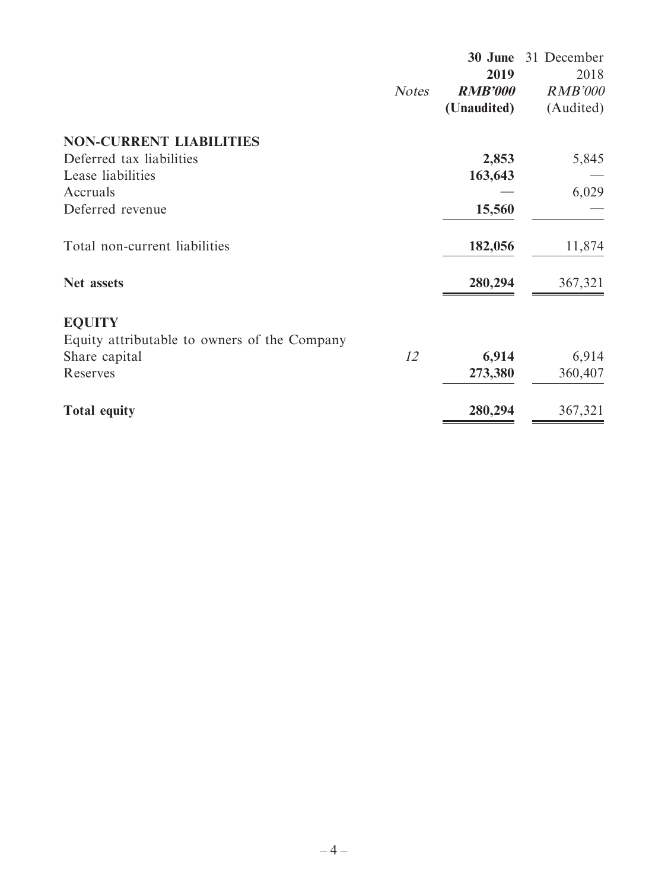| | Notes | **30 June 2019** ***RMB'000*** **(Unaudited)** | 31 December 2018 *RMB'000* (Audited) |
|---|---|---|---|
| **NON-CURRENT LIABILITIES** | | | |
| Deferred tax liabilities | | **2,853** | 5,845 |
| Lease liabilities | | **163,643** | — |
| Accruals | | **—** | 6,029 |
| Deferred revenue | | **15,560** | — |
| Total non-current liabilities | | **182,056** | 11,874 |
| **Net assets** | | **280,294** | 367,321 |
| **EQUITY** | | | |
| Equity attributable to owners of the Company | | | |
| Share capital | *12* | **6,914** | 6,914 |
| Reserves | | **273,380** | 360,407 |
| **Total equity** | | **280,294** | 367,321 |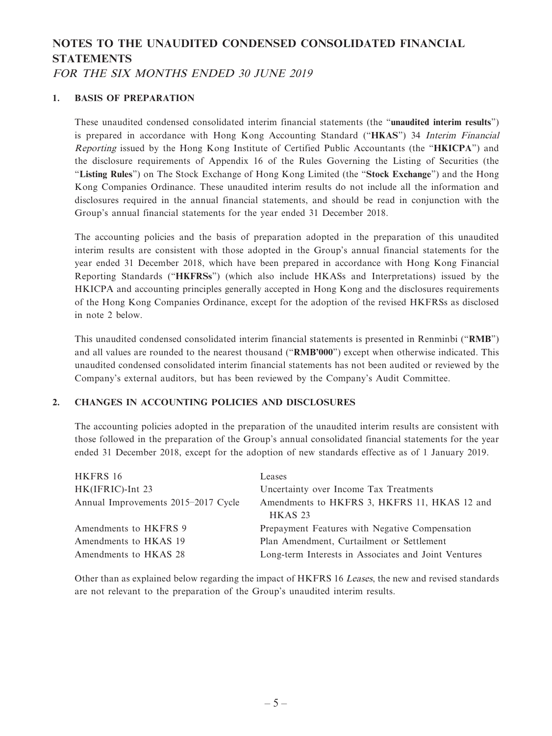# NOTES TO THE UNAUDITED CONDENSED CONSOLIDATED FINANCIAL STATEMENTS

*FOR THE SIX MONTHS ENDED 30 JUNE 2019*

## 1. BASIS OF PREPARATION

These unaudited condensed consolidated interim financial statements (the "**unaudited interim results**") is prepared in accordance with Hong Kong Accounting Standard ("**HKAS**") 34 *Interim Financial Reporting* issued by the Hong Kong Institute of Certified Public Accountants (the "**HKICPA**") and the disclosure requirements of Appendix 16 of the Rules Governing the Listing of Securities (the "**Listing Rules**") on The Stock Exchange of Hong Kong Limited (the "**Stock Exchange**") and the Hong Kong Companies Ordinance. These unaudited interim results do not include all the information and disclosures required in the annual financial statements, and should be read in conjunction with the Group's annual financial statements for the year ended 31 December 2018.

The accounting policies and the basis of preparation adopted in the preparation of this unaudited interim results are consistent with those adopted in the Group's annual financial statements for the year ended 31 December 2018, which have been prepared in accordance with Hong Kong Financial Reporting Standards ("**HKFRSs**") (which also include HKASs and Interpretations) issued by the HKICPA and accounting principles generally accepted in Hong Kong and the disclosures requirements of the Hong Kong Companies Ordinance, except for the adoption of the revised HKFRSs as disclosed in note 2 below.

This unaudited condensed consolidated interim financial statements is presented in Renminbi ("**RMB**") and all values are rounded to the nearest thousand ("**RMB'000**") except when otherwise indicated. This unaudited condensed consolidated interim financial statements has not been audited or reviewed by the Company's external auditors, but has been reviewed by the Company's Audit Committee.

## 2. CHANGES IN ACCOUNTING POLICIES AND DISCLOSURES

The accounting policies adopted in the preparation of the unaudited interim results are consistent with those followed in the preparation of the Group's annual consolidated financial statements for the year ended 31 December 2018, except for the adoption of new standards effective as of 1 January 2019.

| | |
|---|---|
| HKFRS 16 | Leases |
| HK(IFRIC)-Int 23 | Uncertainty over Income Tax Treatments |
| Annual Improvements 2015–2017 Cycle | Amendments to HKFRS 3, HKFRS 11, HKAS 12 and HKAS 23 |
| Amendments to HKFRS 9 | Prepayment Features with Negative Compensation |
| Amendments to HKAS 19 | Plan Amendment, Curtailment or Settlement |
| Amendments to HKAS 28 | Long-term Interests in Associates and Joint Ventures |

Other than as explained below regarding the impact of HKFRS 16 *Leases*, the new and revised standards are not relevant to the preparation of the Group's unaudited interim results.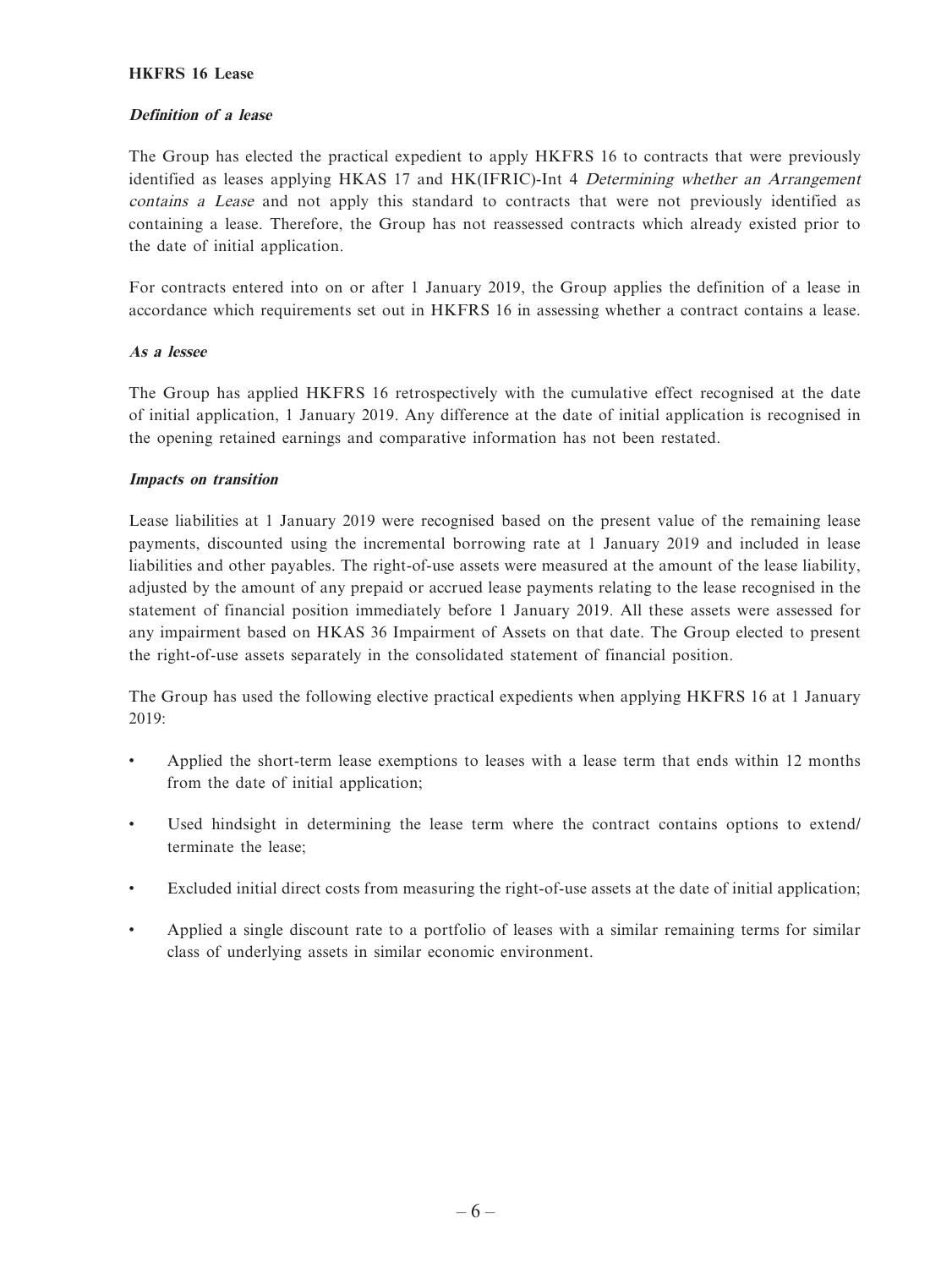**HKFRS 16 Lease**

***Definition of a lease***

The Group has elected the practical expedient to apply HKFRS 16 to contracts that were previously identified as leases applying HKAS 17 and HK(IFRIC)-Int 4 *Determining whether an Arrangement contains a Lease* and not apply this standard to contracts that were not previously identified as containing a lease. Therefore, the Group has not reassessed contracts which already existed prior to the date of initial application.

For contracts entered into on or after 1 January 2019, the Group applies the definition of a lease in accordance which requirements set out in HKFRS 16 in assessing whether a contract contains a lease.

***As a lessee***

The Group has applied HKFRS 16 retrospectively with the cumulative effect recognised at the date of initial application, 1 January 2019. Any difference at the date of initial application is recognised in the opening retained earnings and comparative information has not been restated.

***Impacts on transition***

Lease liabilities at 1 January 2019 were recognised based on the present value of the remaining lease payments, discounted using the incremental borrowing rate at 1 January 2019 and included in lease liabilities and other payables. The right-of-use assets were measured at the amount of the lease liability, adjusted by the amount of any prepaid or accrued lease payments relating to the lease recognised in the statement of financial position immediately before 1 January 2019. All these assets were assessed for any impairment based on HKAS 36 Impairment of Assets on that date. The Group elected to present the right-of-use assets separately in the consolidated statement of financial position.

The Group has used the following elective practical expedients when applying HKFRS 16 at 1 January 2019:

- Applied the short-term lease exemptions to leases with a lease term that ends within 12 months from the date of initial application;
- Used hindsight in determining the lease term where the contract contains options to extend/ terminate the lease;
- Excluded initial direct costs from measuring the right-of-use assets at the date of initial application;
- Applied a single discount rate to a portfolio of leases with a similar remaining terms for similar class of underlying assets in similar economic environment.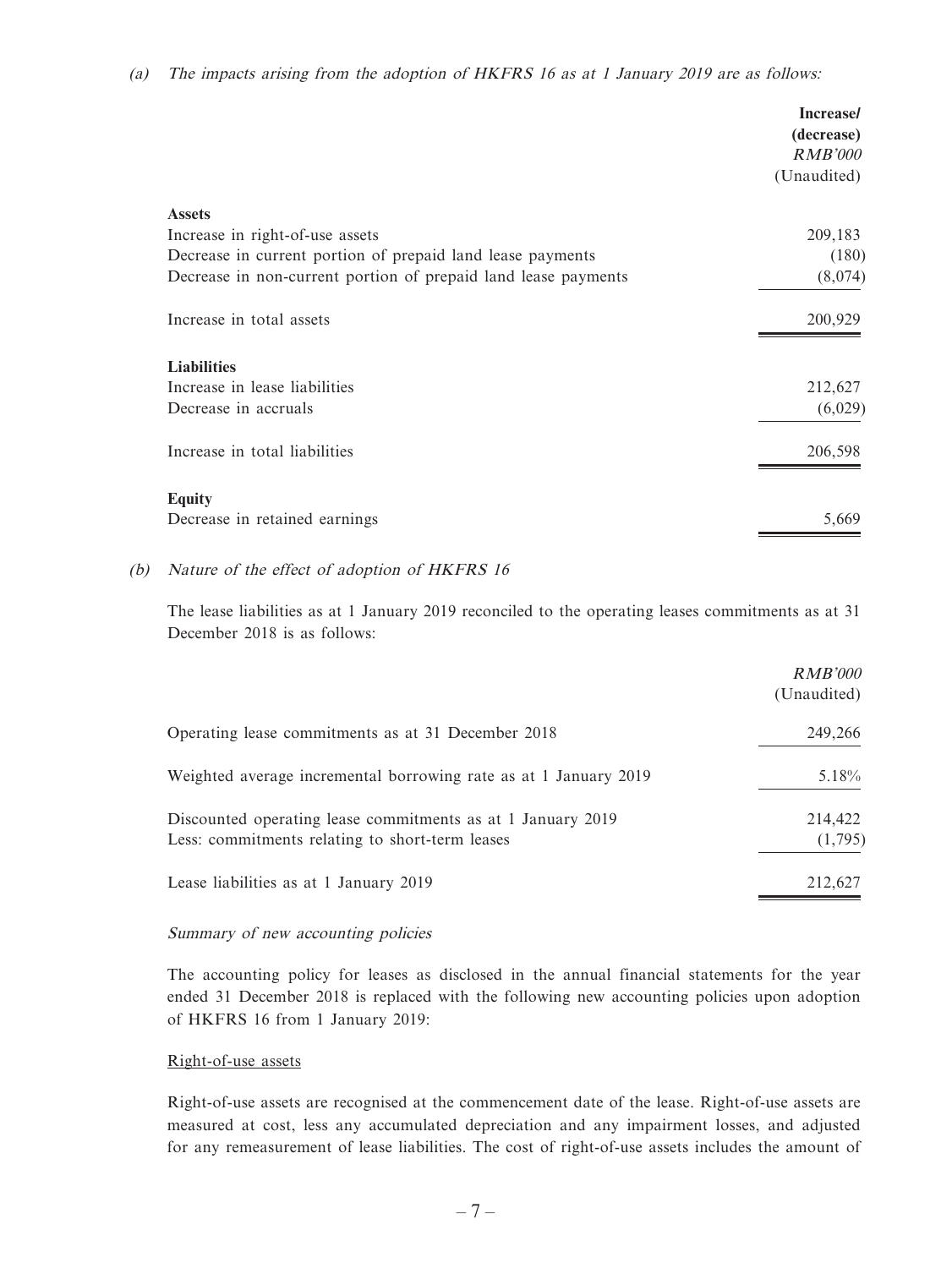(a) *The impacts arising from the adoption of HKFRS 16 as at 1 January 2019 are as follows:*

| | **Increase/ (decrease)** *RMB'000* (Unaudited) |
|---|---|
| **Assets** | |
| Increase in right-of-use assets | 209,183 |
| Decrease in current portion of prepaid land lease payments | (180) |
| Decrease in non-current portion of prepaid land lease payments | (8,074) |
| Increase in total assets | 200,929 |
| **Liabilities** | |
| Increase in lease liabilities | 212,627 |
| Decrease in accruals | (6,029) |
| Increase in total liabilities | 206,598 |
| **Equity** | |
| Decrease in retained earnings | 5,669 |

(b) *Nature of the effect of adoption of HKFRS 16*

The lease liabilities as at 1 January 2019 reconciled to the operating leases commitments as at 31 December 2018 is as follows:

| | *RMB'000* (Unaudited) |
|---|---|
| Operating lease commitments as at 31 December 2018 | 249,266 |
| Weighted average incremental borrowing rate as at 1 January 2019 | 5.18% |
| Discounted operating lease commitments as at 1 January 2019 | 214,422 |
| Less: commitments relating to short-term leases | (1,795) |
| Lease liabilities as at 1 January 2019 | 212,627 |

*Summary of new accounting policies*

The accounting policy for leases as disclosed in the annual financial statements for the year ended 31 December 2018 is replaced with the following new accounting policies upon adoption of HKFRS 16 from 1 January 2019:

Right-of-use assets

Right-of-use assets are recognised at the commencement date of the lease. Right-of-use assets are measured at cost, less any accumulated depreciation and any impairment losses, and adjusted for any remeasurement of lease liabilities. The cost of right-of-use assets includes the amount of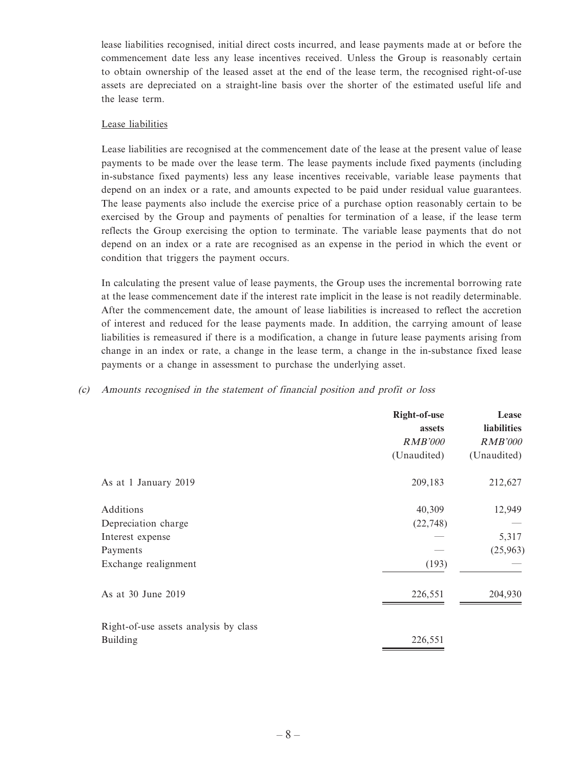lease liabilities recognised, initial direct costs incurred, and lease payments made at or before the commencement date less any lease incentives received. Unless the Group is reasonably certain to obtain ownership of the leased asset at the end of the lease term, the recognised right-of-use assets are depreciated on a straight-line basis over the shorter of the estimated useful life and the lease term.

Lease liabilities

Lease liabilities are recognised at the commencement date of the lease at the present value of lease payments to be made over the lease term. The lease payments include fixed payments (including in-substance fixed payments) less any lease incentives receivable, variable lease payments that depend on an index or a rate, and amounts expected to be paid under residual value guarantees. The lease payments also include the exercise price of a purchase option reasonably certain to be exercised by the Group and payments of penalties for termination of a lease, if the lease term reflects the Group exercising the option to terminate. The variable lease payments that do not depend on an index or a rate are recognised as an expense in the period in which the event or condition that triggers the payment occurs.

In calculating the present value of lease payments, the Group uses the incremental borrowing rate at the lease commencement date if the interest rate implicit in the lease is not readily determinable. After the commencement date, the amount of lease liabilities is increased to reflect the accretion of interest and reduced for the lease payments made. In addition, the carrying amount of lease liabilities is remeasured if there is a modification, a change in future lease payments arising from change in an index or rate, a change in the lease term, a change in the in-substance fixed lease payments or a change in assessment to purchase the underlying asset.

(c) *Amounts recognised in the statement of financial position and profit or loss*

| | **Right-of-use assets** | **Lease liabilities** |
|---|---|---|
| | *RMB'000* | *RMB'000* |
| | (Unaudited) | (Unaudited) |
| As at 1 January 2019 | 209,183 | 212,627 |
| Additions | 40,309 | 12,949 |
| Depreciation charge | (22,748) | — |
| Interest expense | — | 5,317 |
| Payments | — | (25,963) |
| Exchange realignment | (193) | — |
| As at 30 June 2019 | 226,551 | 204,930 |
| Right-of-use assets analysis by class | | |
| Building | 226,551 | |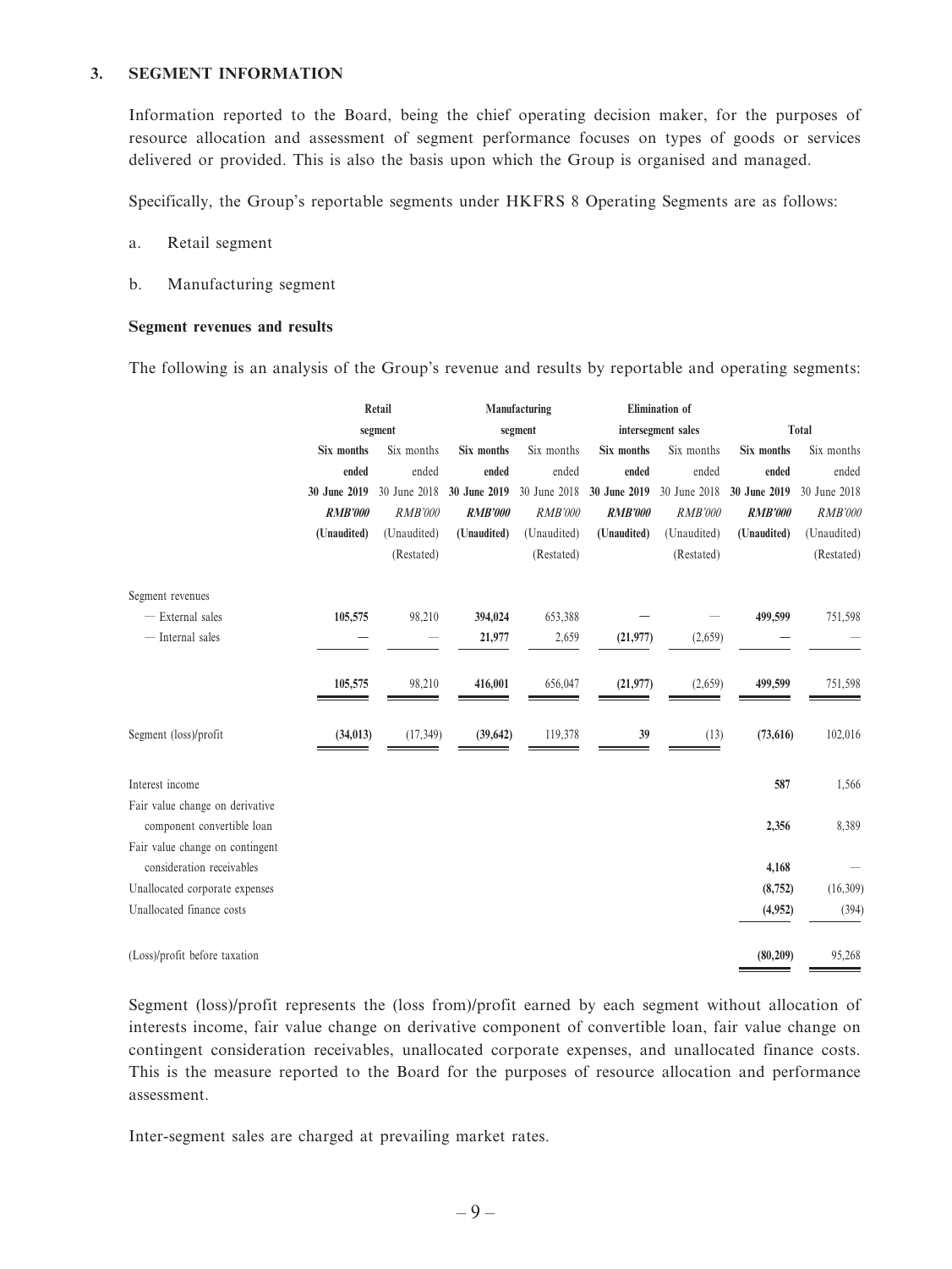**3. SEGMENT INFORMATION**

Information reported to the Board, being the chief operating decision maker, for the purposes of resource allocation and assessment of segment performance focuses on types of goods or services delivered or provided. This is also the basis upon which the Group is organised and managed.

Specifically, the Group's reportable segments under HKFRS 8 Operating Segments are as follows:

a. Retail segment

b. Manufacturing segment

**Segment revenues and results**

The following is an analysis of the Group's revenue and results by reportable and operating segments:

| | **Retail segment** | | **Manufacturing segment** | | **Elimination of intersegment sales** | | **Total** | |
|---|---|---|---|---|---|---|---|---|
| | **Six months ended 30 June 2019** | Six months ended 30 June 2018 | **Six months ended 30 June 2019** | Six months ended 30 June 2018 | **Six months ended 30 June 2019** | Six months ended 30 June 2018 | **Six months ended 30 June 2019** | Six months ended 30 June 2018 |
| | ***RMB'000*** | *RMB'000* | ***RMB'000*** | *RMB'000* | ***RMB'000*** | *RMB'000* | ***RMB'000*** | *RMB'000* |
| | **(Unaudited)** | (Unaudited) (Restated) | **(Unaudited)** | (Unaudited) (Restated) | **(Unaudited)** | (Unaudited) (Restated) | **(Unaudited)** | (Unaudited) (Restated) |
| Segment revenues | | | | | | | | |
| — External sales | **105,575** | 98,210 | **394,024** | 653,388 | **—** | — | **499,599** | 751,598 |
| — Internal sales | **—** | — | **21,977** | 2,659 | **(21,977)** | (2,659) | **—** | — |
| | **105,575** | 98,210 | **416,001** | 656,047 | **(21,977)** | (2,659) | **499,599** | 751,598 |
| Segment (loss)/profit | **(34,013)** | (17,349) | **(39,642)** | 119,378 | **39** | (13) | **(73,616)** | 102,016 |
| Interest income | | | | | | | **587** | 1,566 |
| Fair value change on derivative component convertible loan | | | | | | | **2,356** | 8,389 |
| Fair value change on contingent consideration receivables | | | | | | | **4,168** | — |
| Unallocated corporate expenses | | | | | | | **(8,752)** | (16,309) |
| Unallocated finance costs | | | | | | | **(4,952)** | (394) |
| (Loss)/profit before taxation | | | | | | | **(80,209)** | 95,268 |

Segment (loss)/profit represents the (loss from)/profit earned by each segment without allocation of interests income, fair value change on derivative component of convertible loan, fair value change on contingent consideration receivables, unallocated corporate expenses, and unallocated finance costs. This is the measure reported to the Board for the purposes of resource allocation and performance assessment.

Inter-segment sales are charged at prevailing market rates.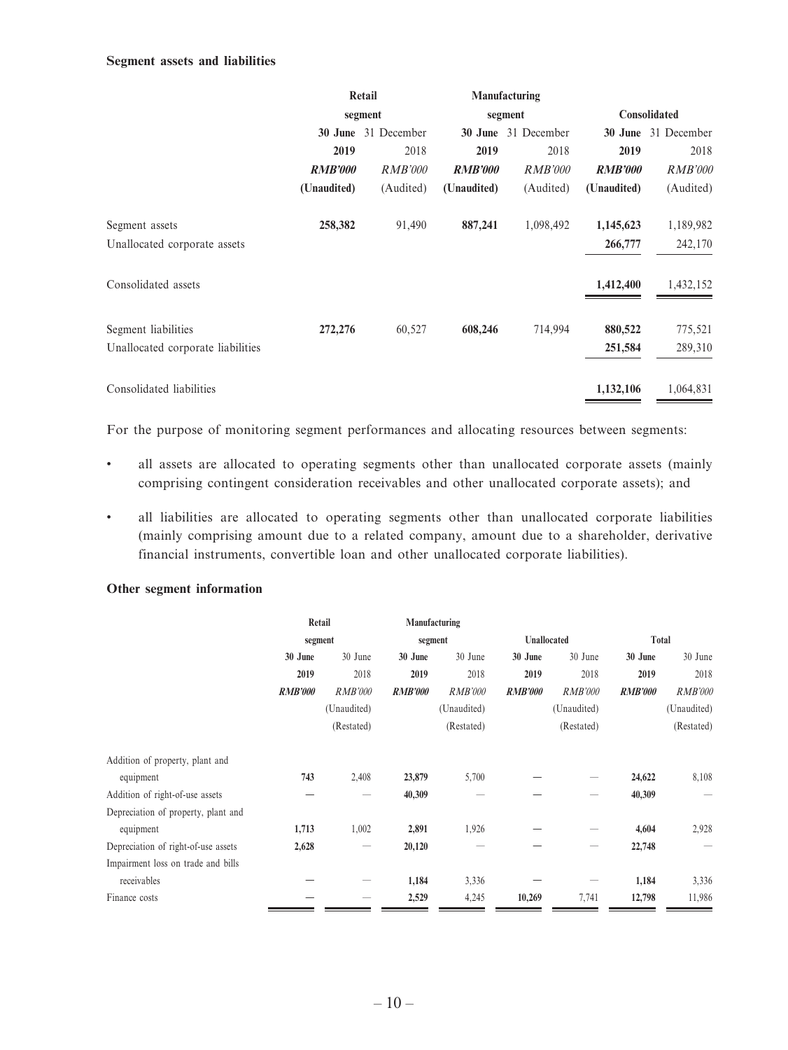**Segment assets and liabilities**

| | Retail segment | | Manufacturing segment | | Consolidated | |
|---|---|---|---|---|---|---|
| | **30 June 2019** | 31 December 2018 | **30 June 2019** | 31 December 2018 | **30 June 2019** | 31 December 2018 |
| | ***RMB'000*** | *RMB'000* | ***RMB'000*** | *RMB'000* | ***RMB'000*** | *RMB'000* |
| | **(Unaudited)** | (Audited) | **(Unaudited)** | (Audited) | **(Unaudited)** | (Audited) |
| Segment assets | **258,382** | 91,490 | **887,241** | 1,098,492 | **1,145,623** | 1,189,982 |
| Unallocated corporate assets | | | | | **266,777** | 242,170 |
| Consolidated assets | | | | | **1,412,400** | 1,432,152 |
| Segment liabilities | **272,276** | 60,527 | **608,246** | 714,994 | **880,522** | 775,521 |
| Unallocated corporate liabilities | | | | | **251,584** | 289,310 |
| Consolidated liabilities | | | | | **1,132,106** | 1,064,831 |

For the purpose of monitoring segment performances and allocating resources between segments:

- all assets are allocated to operating segments other than unallocated corporate assets (mainly comprising contingent consideration receivables and other unallocated corporate assets); and
- all liabilities are allocated to operating segments other than unallocated corporate liabilities (mainly comprising amount due to a related company, amount due to a shareholder, derivative financial instruments, convertible loan and other unallocated corporate liabilities).

**Other segment information**

| | Retail segment | | Manufacturing segment | | Unallocated | | Total | |
|---|---|---|---|---|---|---|---|---|
| | **30 June 2019** | 30 June 2018 | **30 June 2019** | 30 June 2018 | **30 June 2019** | 30 June 2018 | **30 June 2019** | 30 June 2018 |
| | ***RMB'000*** | *RMB'000* | ***RMB'000*** | *RMB'000* | ***RMB'000*** | *RMB'000* | ***RMB'000*** | *RMB'000* |
| | | (Unaudited) (Restated) | | (Unaudited) (Restated) | | (Unaudited) (Restated) | | (Unaudited) (Restated) |
| Addition of property, plant and equipment | **743** | 2,408 | **23,879** | 5,700 | **—** | — | **24,622** | 8,108 |
| Addition of right-of-use assets | **—** | — | **40,309** | — | **—** | — | **40,309** | — |
| Depreciation of property, plant and equipment | **1,713** | 1,002 | **2,891** | 1,926 | **—** | — | **4,604** | 2,928 |
| Depreciation of right-of-use assets | **2,628** | — | **20,120** | — | **—** | — | **22,748** | — |
| Impairment loss on trade and bills receivables | **—** | — | **1,184** | 3,336 | **—** | — | **1,184** | 3,336 |
| Finance costs | **—** | — | **2,529** | 4,245 | **10,269** | 7,741 | **12,798** | 11,986 |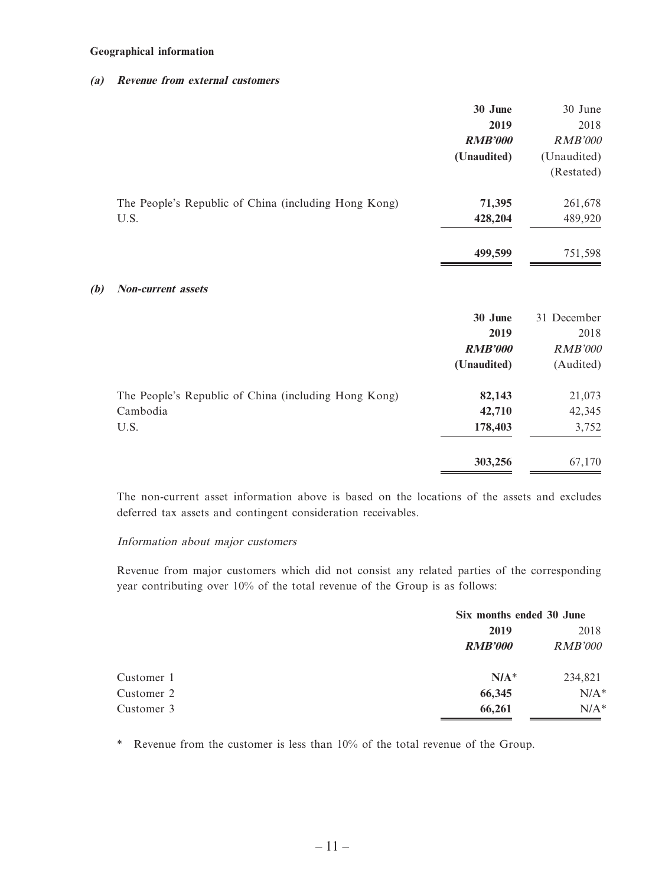**Geographical information**

***(a) Revenue from external customers***

| | **30 June 2019** | 30 June 2018 |
|---|---|---|
| | ***RMB'000*** | *RMB'000* |
| | **(Unaudited)** | (Unaudited) (Restated) |
| The People's Republic of China (including Hong Kong) | **71,395** | 261,678 |
| U.S. | **428,204** | 489,920 |
| | **499,599** | 751,598 |

***(b) Non-current assets***

| | **30 June 2019** | 31 December 2018 |
|---|---|---|
| | ***RMB'000*** | *RMB'000* |
| | **(Unaudited)** | (Audited) |
| The People's Republic of China (including Hong Kong) | **82,143** | 21,073 |
| Cambodia | **42,710** | 42,345 |
| U.S. | **178,403** | 3,752 |
| | **303,256** | 67,170 |

The non-current asset information above is based on the locations of the assets and excludes deferred tax assets and contingent consideration receivables.

*Information about major customers*

Revenue from major customers which did not consist any related parties of the corresponding year contributing over 10% of the total revenue of the Group is as follows:

| | Six months ended 30 June | |
|---|---|---|
| | **2019** | 2018 |
| | ***RMB'000*** | *RMB'000* |
| Customer 1 | **N/A*** | 234,821 |
| Customer 2 | **66,345** | N/A* |
| Customer 3 | **66,261** | N/A* |

\* Revenue from the customer is less than 10% of the total revenue of the Group.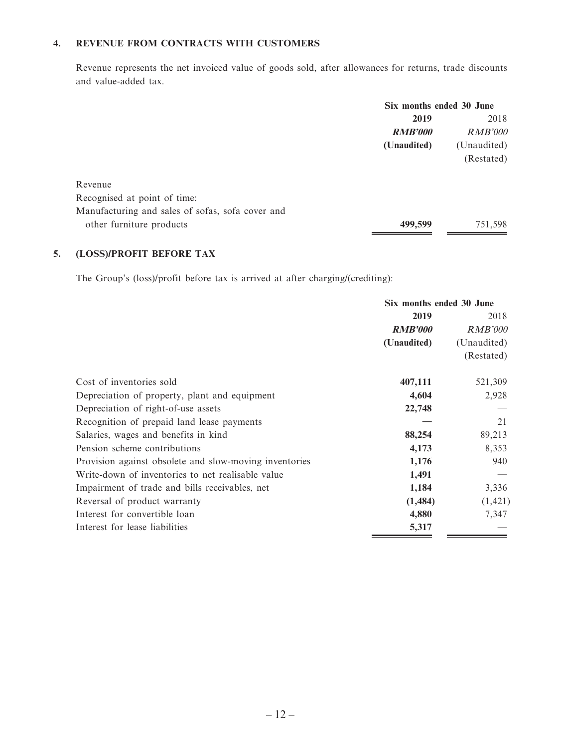## 4. REVENUE FROM CONTRACTS WITH CUSTOMERS

Revenue represents the net invoiced value of goods sold, after allowances for returns, trade discounts and value-added tax.

| | Six months ended 30 June | |
|---|---|---|
| | **2019** | 2018 |
| | ***RMB'000*** | *RMB'000* |
| | **(Unaudited)** | (Unaudited) |
| | | (Restated) |
| Revenue | | |
| Recognised at point of time: | | |
| Manufacturing and sales of sofas, sofa cover and other furniture products | **499,599** | 751,598 |

## 5. (LOSS)/PROFIT BEFORE TAX

The Group's (loss)/profit before tax is arrived at after charging/(crediting):

| | Six months ended 30 June | |
|---|---|---|
| | **2019** | 2018 |
| | ***RMB'000*** | *RMB'000* |
| | **(Unaudited)** | (Unaudited) |
| | | (Restated) |
| Cost of inventories sold | **407,111** | 521,309 |
| Depreciation of property, plant and equipment | **4,604** | 2,928 |
| Depreciation of right-of-use assets | **22,748** | — |
| Recognition of prepaid land lease payments | **—** | 21 |
| Salaries, wages and benefits in kind | **88,254** | 89,213 |
| Pension scheme contributions | **4,173** | 8,353 |
| Provision against obsolete and slow-moving inventories | **1,176** | 940 |
| Write-down of inventories to net realisable value | **1,491** | — |
| Impairment of trade and bills receivables, net | **1,184** | 3,336 |
| Reversal of product warranty | **(1,484)** | (1,421) |
| Interest for convertible loan | **4,880** | 7,347 |
| Interest for lease liabilities | **5,317** | — |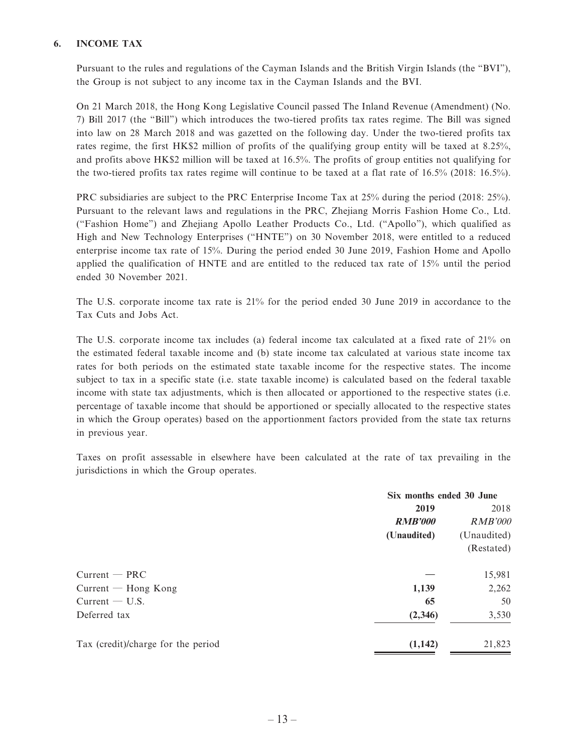## 6. INCOME TAX

Pursuant to the rules and regulations of the Cayman Islands and the British Virgin Islands (the "BVI"), the Group is not subject to any income tax in the Cayman Islands and the BVI.

On 21 March 2018, the Hong Kong Legislative Council passed The Inland Revenue (Amendment) (No. 7) Bill 2017 (the "Bill") which introduces the two-tiered profits tax rates regime. The Bill was signed into law on 28 March 2018 and was gazetted on the following day. Under the two-tiered profits tax rates regime, the first HK$2 million of profits of the qualifying group entity will be taxed at 8.25%, and profits above HK$2 million will be taxed at 16.5%. The profits of group entities not qualifying for the two-tiered profits tax rates regime will continue to be taxed at a flat rate of 16.5% (2018: 16.5%).

PRC subsidiaries are subject to the PRC Enterprise Income Tax at 25% during the period (2018: 25%). Pursuant to the relevant laws and regulations in the PRC, Zhejiang Morris Fashion Home Co., Ltd. ("Fashion Home") and Zhejiang Apollo Leather Products Co., Ltd. ("Apollo"), which qualified as High and New Technology Enterprises ("HNTE") on 30 November 2018, were entitled to a reduced enterprise income tax rate of 15%. During the period ended 30 June 2019, Fashion Home and Apollo applied the qualification of HNTE and are entitled to the reduced tax rate of 15% until the period ended 30 November 2021.

The U.S. corporate income tax rate is 21% for the period ended 30 June 2019 in accordance to the Tax Cuts and Jobs Act.

The U.S. corporate income tax includes (a) federal income tax calculated at a fixed rate of 21% on the estimated federal taxable income and (b) state income tax calculated at various state income tax rates for both periods on the estimated state taxable income for the respective states. The income subject to tax in a specific state (i.e. state taxable income) is calculated based on the federal taxable income with state tax adjustments, which is then allocated or apportioned to the respective states (i.e. percentage of taxable income that should be apportioned or specially allocated to the respective states in which the Group operates) based on the apportionment factors provided from the state tax returns in previous year.

Taxes on profit assessable in elsewhere have been calculated at the rate of tax prevailing in the jurisdictions in which the Group operates.

| | Six months ended 30 June | |
|---|---|---|
| | **2019** | 2018 |
| | ***RMB'000*** | *RMB'000* |
| | **(Unaudited)** | (Unaudited) |
| | | (Restated) |
| Current — PRC | — | 15,981 |
| Current — Hong Kong | **1,139** | 2,262 |
| Current — U.S. | **65** | 50 |
| Deferred tax | **(2,346)** | 3,530 |
| Tax (credit)/charge for the period | **(1,142)** | 21,823 |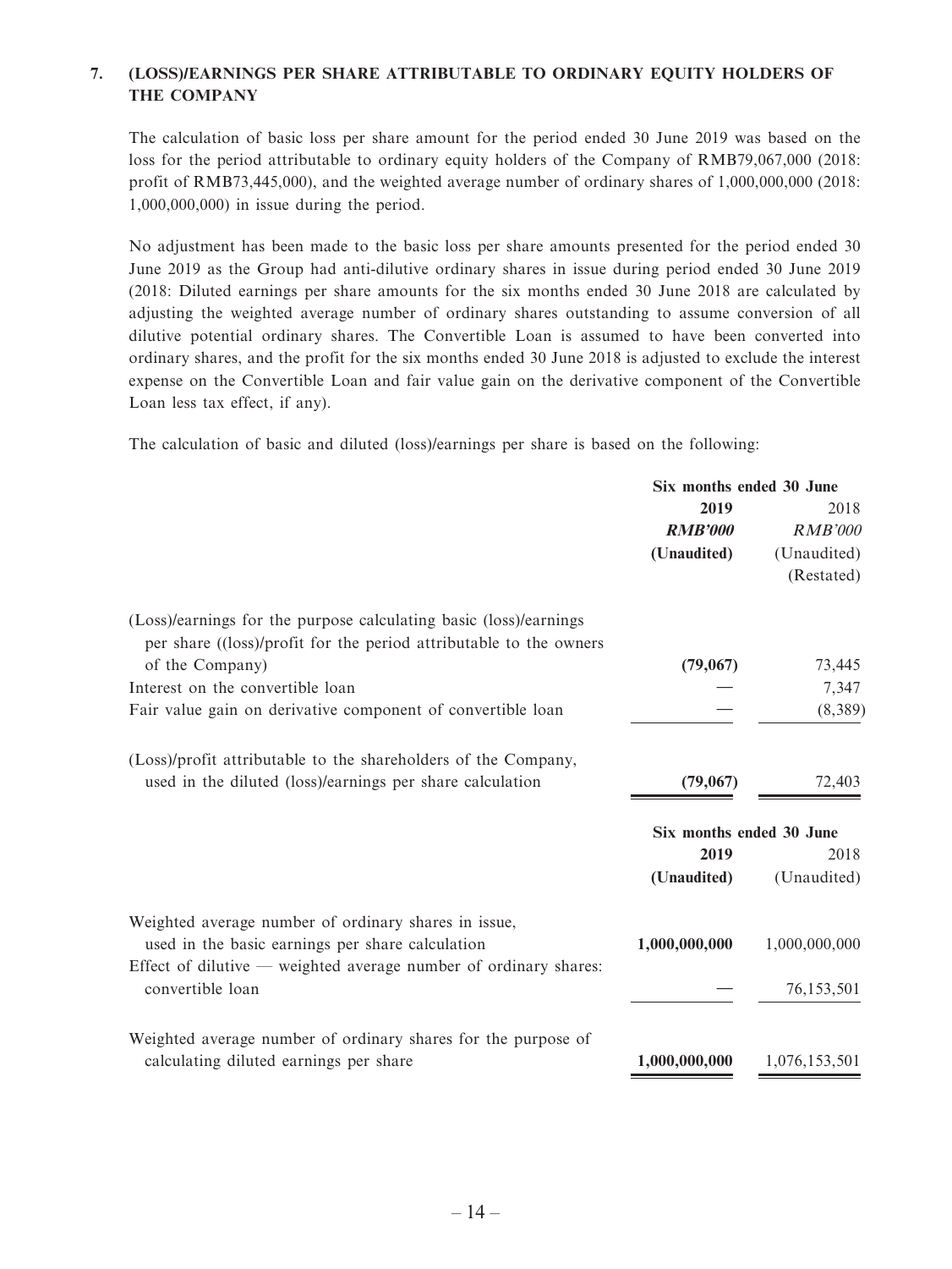## 7. (LOSS)/EARNINGS PER SHARE ATTRIBUTABLE TO ORDINARY EQUITY HOLDERS OF THE COMPANY

The calculation of basic loss per share amount for the period ended 30 June 2019 was based on the loss for the period attributable to ordinary equity holders of the Company of RMB79,067,000 (2018: profit of RMB73,445,000), and the weighted average number of ordinary shares of 1,000,000,000 (2018: 1,000,000,000) in issue during the period.

No adjustment has been made to the basic loss per share amounts presented for the period ended 30 June 2019 as the Group had anti-dilutive ordinary shares in issue during period ended 30 June 2019 (2018: Diluted earnings per share amounts for the six months ended 30 June 2018 are calculated by adjusting the weighted average number of ordinary shares outstanding to assume conversion of all dilutive potential ordinary shares. The Convertible Loan is assumed to have been converted into ordinary shares, and the profit for the six months ended 30 June 2018 is adjusted to exclude the interest expense on the Convertible Loan and fair value gain on the derivative component of the Convertible Loan less tax effect, if any).

The calculation of basic and diluted (loss)/earnings per share is based on the following:

| | Six months ended 30 June | |
|---|---|---|
| | **2019** | 2018 |
| | ***RMB'000*** | *RMB'000* |
| | **(Unaudited)** | (Unaudited) |
| | | (Restated) |
| (Loss)/earnings for the purpose calculating basic (loss)/earnings per share ((loss)/profit for the period attributable to the owners of the Company) | **(79,067)** | 73,445 |
| Interest on the convertible loan | — | 7,347 |
| Fair value gain on derivative component of convertible loan | — | (8,389) |
| (Loss)/profit attributable to the shareholders of the Company, used in the diluted (loss)/earnings per share calculation | **(79,067)** | 72,403 |

| | Six months ended 30 June | |
|---|---|---|
| | **2019** | 2018 |
| | **(Unaudited)** | (Unaudited) |
| Weighted average number of ordinary shares in issue, used in the basic earnings per share calculation | **1,000,000,000** | 1,000,000,000 |
| Effect of dilutive — weighted average number of ordinary shares: convertible loan | — | 76,153,501 |
| Weighted average number of ordinary shares for the purpose of calculating diluted earnings per share | **1,000,000,000** | 1,076,153,501 |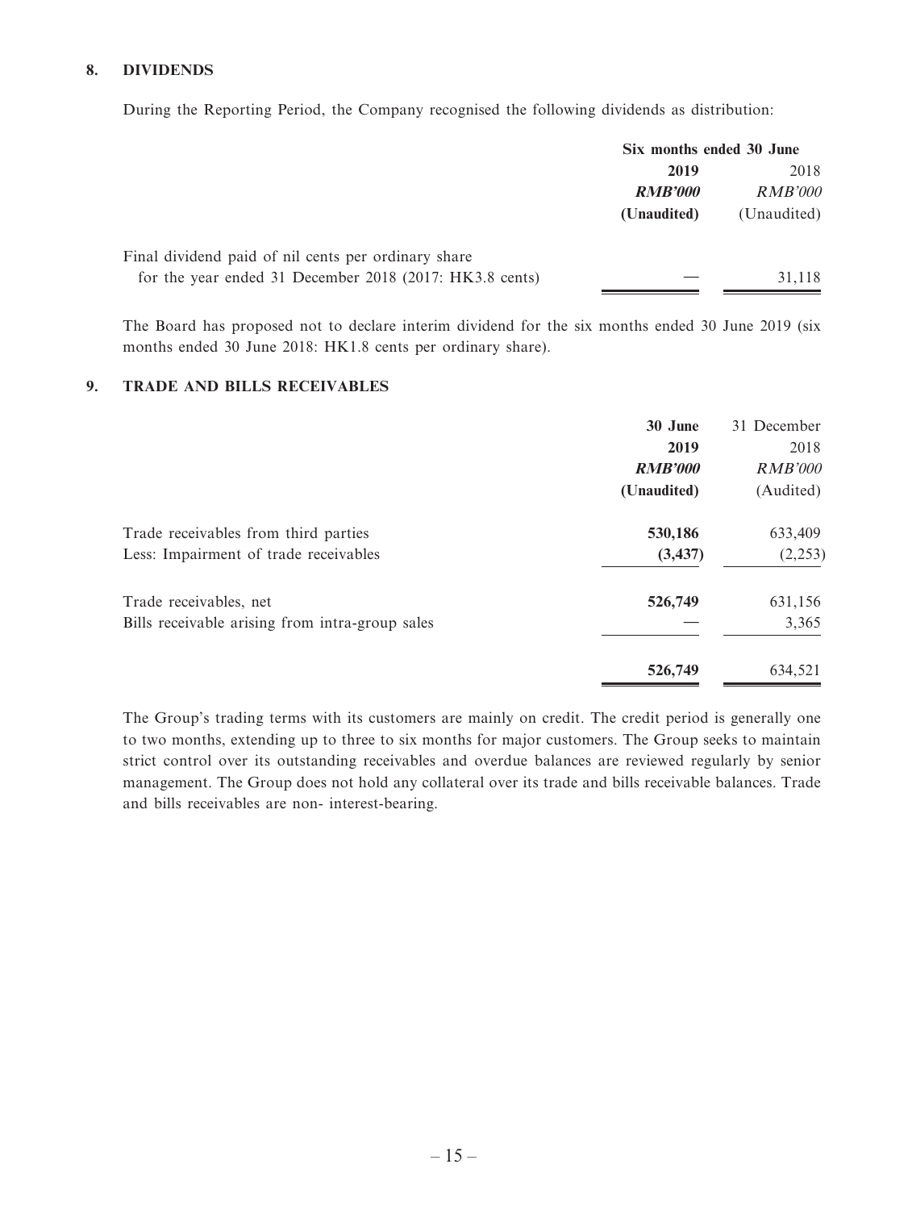## 8. DIVIDENDS

During the Reporting Period, the Company recognised the following dividends as distribution:

| | Six months ended 30 June | |
|---|---|---|
| | **2019** | 2018 |
| | ***RMB'000*** | *RMB'000* |
| | **(Unaudited)** | (Unaudited) |
| Final dividend paid of nil cents per ordinary share for the year ended 31 December 2018 (2017: HK3.8 cents) | — | 31,118 |

The Board has proposed not to declare interim dividend for the six months ended 30 June 2019 (six months ended 30 June 2018: HK1.8 cents per ordinary share).

## 9. TRADE AND BILLS RECEIVABLES

| | **30 June 2019** | 31 December 2018 |
|---|---|---|
| | ***RMB'000*** | *RMB'000* |
| | **(Unaudited)** | (Audited) |
| Trade receivables from third parties | **530,186** | 633,409 |
| Less: Impairment of trade receivables | **(3,437)** | (2,253) |
| Trade receivables, net | **526,749** | 631,156 |
| Bills receivable arising from intra-group sales | — | 3,365 |
| | **526,749** | 634,521 |

The Group's trading terms with its customers are mainly on credit. The credit period is generally one to two months, extending up to three to six months for major customers. The Group seeks to maintain strict control over its outstanding receivables and overdue balances are reviewed regularly by senior management. The Group does not hold any collateral over its trade and bills receivable balances. Trade and bills receivables are non- interest-bearing.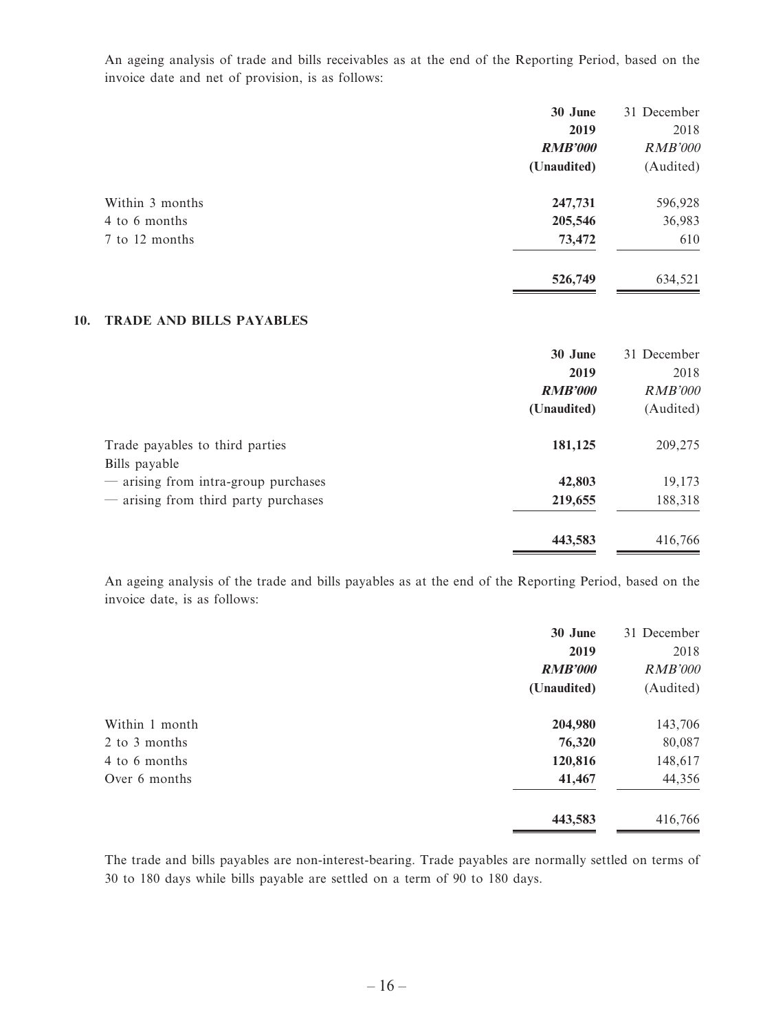An ageing analysis of trade and bills receivables as at the end of the Reporting Period, based on the invoice date and net of provision, is as follows:

| | **30 June 2019** | 31 December 2018 |
|---|---|---|
| | ***RMB'000*** | *RMB'000* |
| | **(Unaudited)** | (Audited) |
| Within 3 months | **247,731** | 596,928 |
| 4 to 6 months | **205,546** | 36,983 |
| 7 to 12 months | **73,472** | 610 |
| | **526,749** | 634,521 |

## 10. TRADE AND BILLS PAYABLES

| | **30 June 2019** | 31 December 2018 |
|---|---|---|
| | ***RMB'000*** | *RMB'000* |
| | **(Unaudited)** | (Audited) |
| Trade payables to third parties | **181,125** | 209,275 |
| Bills payable | | |
| — arising from intra-group purchases | **42,803** | 19,173 |
| — arising from third party purchases | **219,655** | 188,318 |
| | **443,583** | 416,766 |

An ageing analysis of the trade and bills payables as at the end of the Reporting Period, based on the invoice date, is as follows:

| | **30 June 2019** | 31 December 2018 |
|---|---|---|
| | ***RMB'000*** | *RMB'000* |
| | **(Unaudited)** | (Audited) |
| Within 1 month | **204,980** | 143,706 |
| 2 to 3 months | **76,320** | 80,087 |
| 4 to 6 months | **120,816** | 148,617 |
| Over 6 months | **41,467** | 44,356 |
| | **443,583** | 416,766 |

The trade and bills payables are non-interest-bearing. Trade payables are normally settled on terms of 30 to 180 days while bills payable are settled on a term of 90 to 180 days.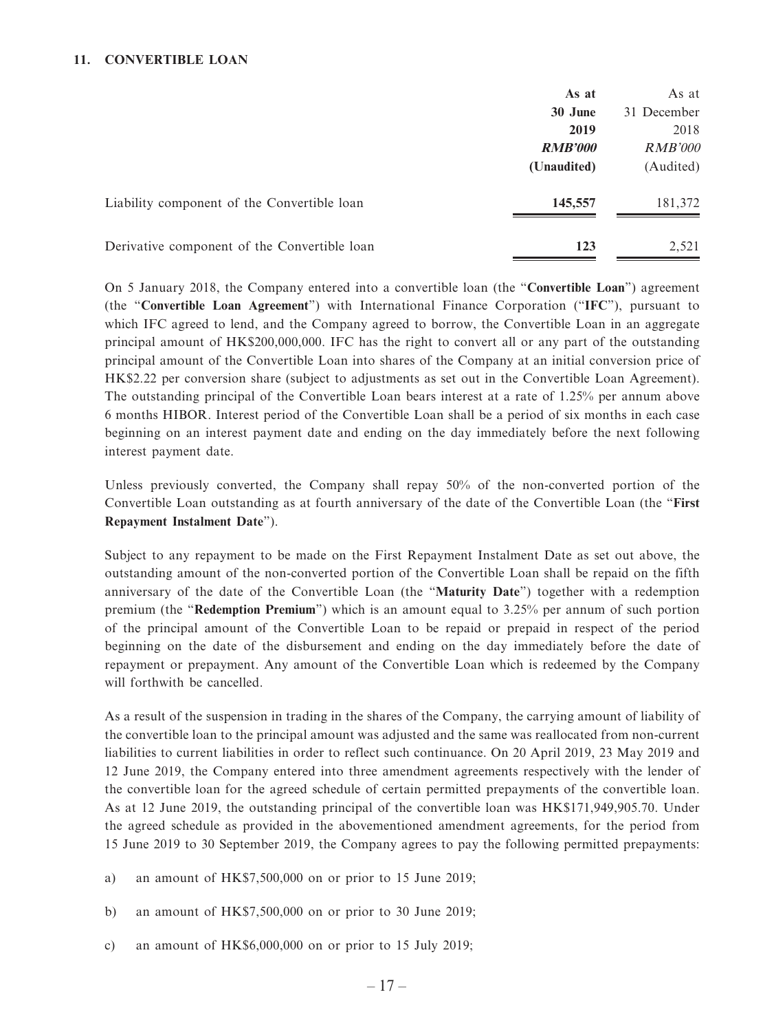## 11. CONVERTIBLE LOAN

| | As at 30 June 2019 | As at 31 December 2018 |
|---|---|---|
| | ***RMB'000*** | *RMB'000* |
| | **(Unaudited)** | (Audited) |
| Liability component of the Convertible loan | **145,557** | 181,372 |
| Derivative component of the Convertible loan | **123** | 2,521 |

On 5 January 2018, the Company entered into a convertible loan (the "**Convertible Loan**") agreement (the "**Convertible Loan Agreement**") with International Finance Corporation ("**IFC**"), pursuant to which IFC agreed to lend, and the Company agreed to borrow, the Convertible Loan in an aggregate principal amount of HK$200,000,000. IFC has the right to convert all or any part of the outstanding principal amount of the Convertible Loan into shares of the Company at an initial conversion price of HK$2.22 per conversion share (subject to adjustments as set out in the Convertible Loan Agreement). The outstanding principal of the Convertible Loan bears interest at a rate of 1.25% per annum above 6 months HIBOR. Interest period of the Convertible Loan shall be a period of six months in each case beginning on an interest payment date and ending on the day immediately before the next following interest payment date.

Unless previously converted, the Company shall repay 50% of the non-converted portion of the Convertible Loan outstanding as at fourth anniversary of the date of the Convertible Loan (the "**First Repayment Instalment Date**").

Subject to any repayment to be made on the First Repayment Instalment Date as set out above, the outstanding amount of the non-converted portion of the Convertible Loan shall be repaid on the fifth anniversary of the date of the Convertible Loan (the "**Maturity Date**") together with a redemption premium (the "**Redemption Premium**") which is an amount equal to 3.25% per annum of such portion of the principal amount of the Convertible Loan to be repaid or prepaid in respect of the period beginning on the date of the disbursement and ending on the day immediately before the date of repayment or prepayment. Any amount of the Convertible Loan which is redeemed by the Company will forthwith be cancelled.

As a result of the suspension in trading in the shares of the Company, the carrying amount of liability of the convertible loan to the principal amount was adjusted and the same was reallocated from non-current liabilities to current liabilities in order to reflect such continuance. On 20 April 2019, 23 May 2019 and 12 June 2019, the Company entered into three amendment agreements respectively with the lender of the convertible loan for the agreed schedule of certain permitted prepayments of the convertible loan. As at 12 June 2019, the outstanding principal of the convertible loan was HK$171,949,905.70. Under the agreed schedule as provided in the abovementioned amendment agreements, for the period from 15 June 2019 to 30 September 2019, the Company agrees to pay the following permitted prepayments:

a) an amount of HK$7,500,000 on or prior to 15 June 2019;

b) an amount of HK$7,500,000 on or prior to 30 June 2019;

c) an amount of HK$6,000,000 on or prior to 15 July 2019;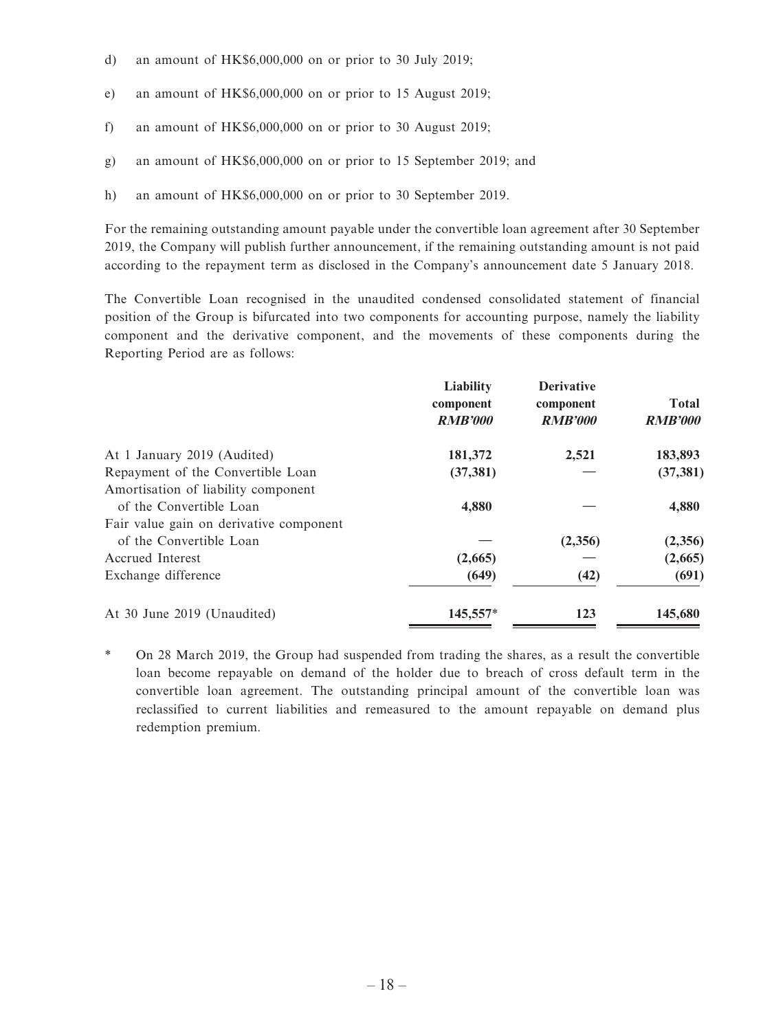d) an amount of HK$6,000,000 on or prior to 30 July 2019;

e) an amount of HK$6,000,000 on or prior to 15 August 2019;

f) an amount of HK$6,000,000 on or prior to 30 August 2019;

g) an amount of HK$6,000,000 on or prior to 15 September 2019; and

h) an amount of HK$6,000,000 on or prior to 30 September 2019.

For the remaining outstanding amount payable under the convertible loan agreement after 30 September 2019, the Company will publish further announcement, if the remaining outstanding amount is not paid according to the repayment term as disclosed in the Company's announcement date 5 January 2018.

The Convertible Loan recognised in the unaudited condensed consolidated statement of financial position of the Group is bifurcated into two components for accounting purpose, namely the liability component and the derivative component, and the movements of these components during the Reporting Period are as follows:

| | **Liability component** *RMB'000* | **Derivative component** *RMB'000* | **Total** *RMB'000* |
|---|---|---|---|
| At 1 January 2019 (Audited) | **181,372** | **2,521** | **183,893** |
| Repayment of the Convertible Loan | **(37,381)** | — | **(37,381)** |
| Amortisation of liability component of the Convertible Loan | **4,880** | — | **4,880** |
| Fair value gain on derivative component of the Convertible Loan | — | **(2,356)** | **(2,356)** |
| Accrued Interest | **(2,665)** | — | **(2,665)** |
| Exchange difference | **(649)** | **(42)** | **(691)** |
| At 30 June 2019 (Unaudited) | **145,557*** | **123** | **145,680** |

\* On 28 March 2019, the Group had suspended from trading the shares, as a result the convertible loan become repayable on demand of the holder due to breach of cross default term in the convertible loan agreement. The outstanding principal amount of the convertible loan was reclassified to current liabilities and remeasured to the amount repayable on demand plus redemption premium.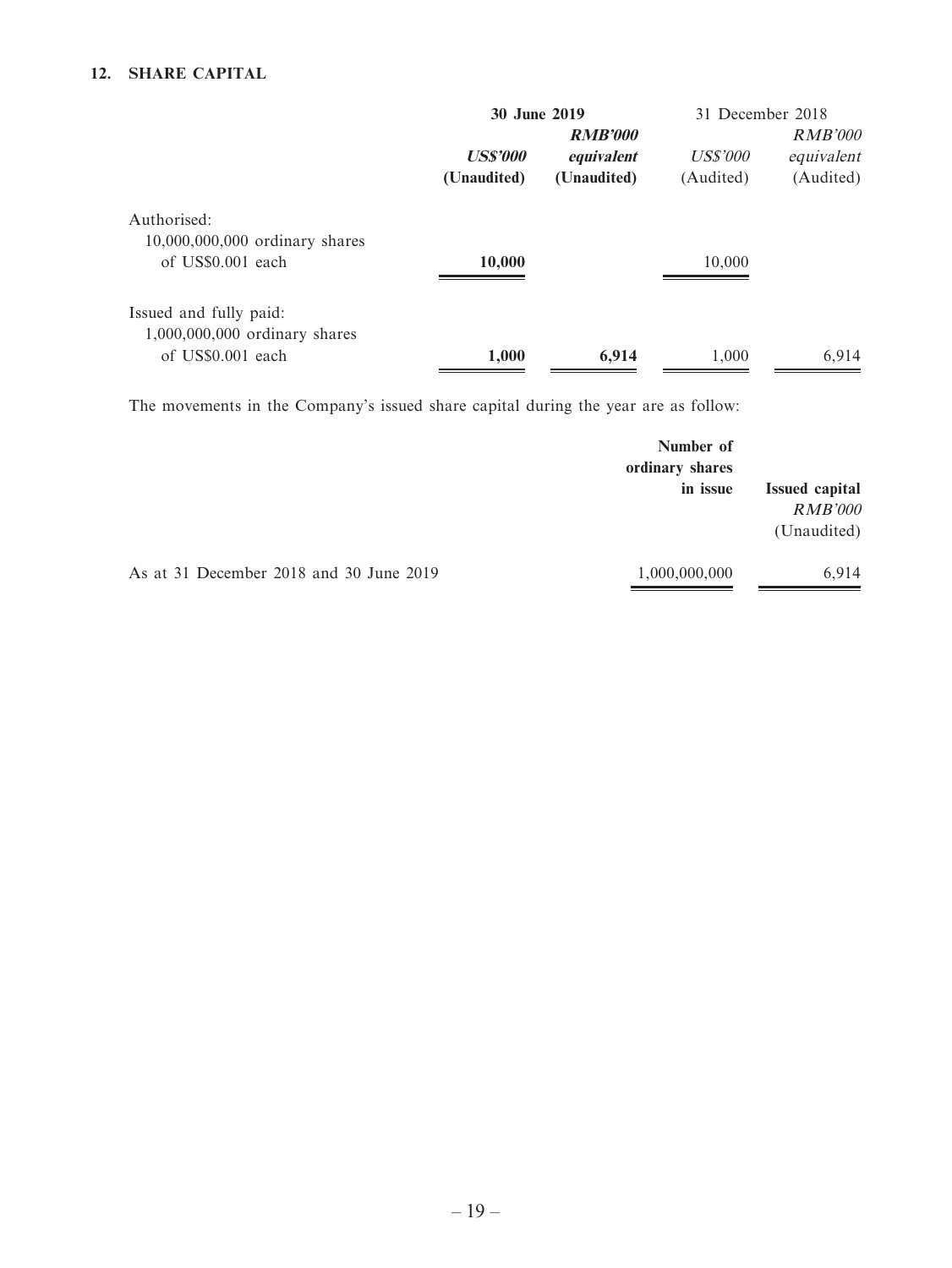## 12. SHARE CAPITAL

| | 30 June 2019 | | 31 December 2018 | |
|---|---|---|---|---|
| | ***US$'000*** | ***RMB'000 equivalent*** | *US$'000* | *RMB'000 equivalent* |
| | **(Unaudited)** | **(Unaudited)** | (Audited) | (Audited) |
| Authorised: | | | | |
| 10,000,000,000 ordinary shares of US$0.001 each | **10,000** | | 10,000 | |
| Issued and fully paid: | | | | |
| 1,000,000,000 ordinary shares of US$0.001 each | **1,000** | **6,914** | 1,000 | 6,914 |

The movements in the Company's issued share capital during the year are as follow:

| | **Number of ordinary shares in issue** | **Issued capital** *RMB'000* (Unaudited) |
|---|---|---|
| As at 31 December 2018 and 30 June 2019 | 1,000,000,000 | 6,914 |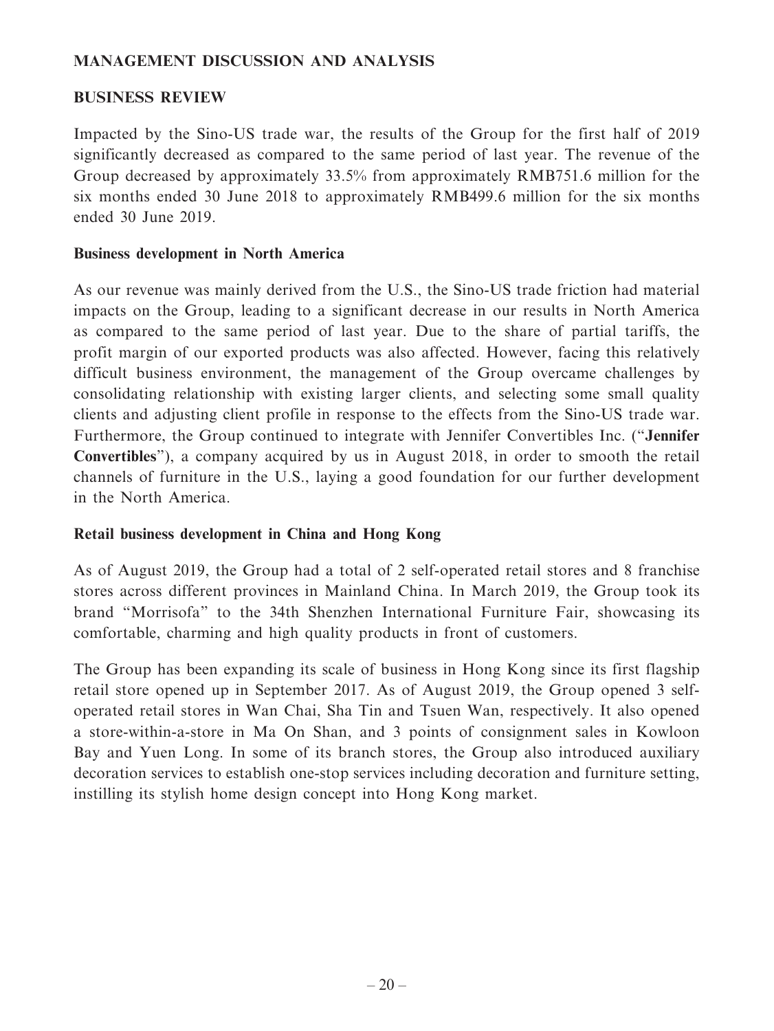## MANAGEMENT DISCUSSION AND ANALYSIS

### BUSINESS REVIEW

Impacted by the Sino-US trade war, the results of the Group for the first half of 2019 significantly decreased as compared to the same period of last year. The revenue of the Group decreased by approximately 33.5% from approximately RMB751.6 million for the six months ended 30 June 2018 to approximately RMB499.6 million for the six months ended 30 June 2019.

#### Business development in North America

As our revenue was mainly derived from the U.S., the Sino-US trade friction had material impacts on the Group, leading to a significant decrease in our results in North America as compared to the same period of last year. Due to the share of partial tariffs, the profit margin of our exported products was also affected. However, facing this relatively difficult business environment, the management of the Group overcame challenges by consolidating relationship with existing larger clients, and selecting some small quality clients and adjusting client profile in response to the effects from the Sino-US trade war. Furthermore, the Group continued to integrate with Jennifer Convertibles Inc. ("**Jennifer Convertibles**"), a company acquired by us in August 2018, in order to smooth the retail channels of furniture in the U.S., laying a good foundation for our further development in the North America.

#### Retail business development in China and Hong Kong

As of August 2019, the Group had a total of 2 self-operated retail stores and 8 franchise stores across different provinces in Mainland China. In March 2019, the Group took its brand "Morrisofa" to the 34th Shenzhen International Furniture Fair, showcasing its comfortable, charming and high quality products in front of customers.

The Group has been expanding its scale of business in Hong Kong since its first flagship retail store opened up in September 2017. As of August 2019, the Group opened 3 self-operated retail stores in Wan Chai, Sha Tin and Tsuen Wan, respectively. It also opened a store-within-a-store in Ma On Shan, and 3 points of consignment sales in Kowloon Bay and Yuen Long. In some of its branch stores, the Group also introduced auxiliary decoration services to establish one-stop services including decoration and furniture setting, instilling its stylish home design concept into Hong Kong market.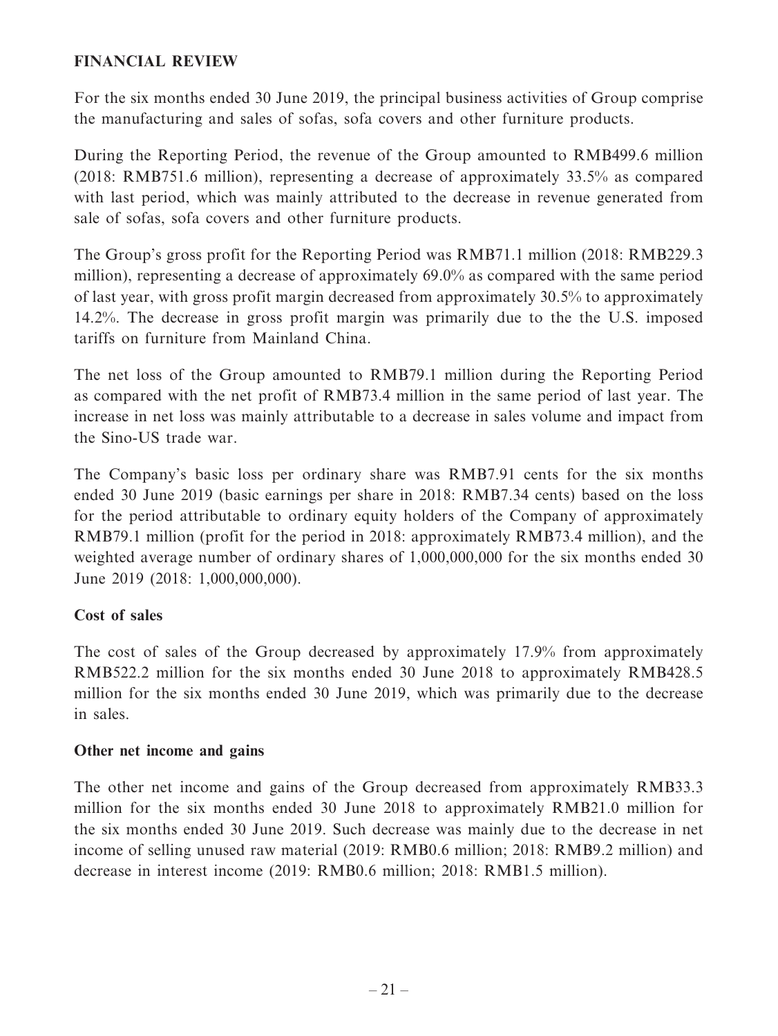## FINANCIAL REVIEW

For the six months ended 30 June 2019, the principal business activities of Group comprise the manufacturing and sales of sofas, sofa covers and other furniture products.

During the Reporting Period, the revenue of the Group amounted to RMB499.6 million (2018: RMB751.6 million), representing a decrease of approximately 33.5% as compared with last period, which was mainly attributed to the decrease in revenue generated from sale of sofas, sofa covers and other furniture products.

The Group's gross profit for the Reporting Period was RMB71.1 million (2018: RMB229.3 million), representing a decrease of approximately 69.0% as compared with the same period of last year, with gross profit margin decreased from approximately 30.5% to approximately 14.2%. The decrease in gross profit margin was primarily due to the the U.S. imposed tariffs on furniture from Mainland China.

The net loss of the Group amounted to RMB79.1 million during the Reporting Period as compared with the net profit of RMB73.4 million in the same period of last year. The increase in net loss was mainly attributable to a decrease in sales volume and impact from the Sino-US trade war.

The Company's basic loss per ordinary share was RMB7.91 cents for the six months ended 30 June 2019 (basic earnings per share in 2018: RMB7.34 cents) based on the loss for the period attributable to ordinary equity holders of the Company of approximately RMB79.1 million (profit for the period in 2018: approximately RMB73.4 million), and the weighted average number of ordinary shares of 1,000,000,000 for the six months ended 30 June 2019 (2018: 1,000,000,000).

### Cost of sales

The cost of sales of the Group decreased by approximately 17.9% from approximately RMB522.2 million for the six months ended 30 June 2018 to approximately RMB428.5 million for the six months ended 30 June 2019, which was primarily due to the decrease in sales.

### Other net income and gains

The other net income and gains of the Group decreased from approximately RMB33.3 million for the six months ended 30 June 2018 to approximately RMB21.0 million for the six months ended 30 June 2019. Such decrease was mainly due to the decrease in net income of selling unused raw material (2019: RMB0.6 million; 2018: RMB9.2 million) and decrease in interest income (2019: RMB0.6 million; 2018: RMB1.5 million).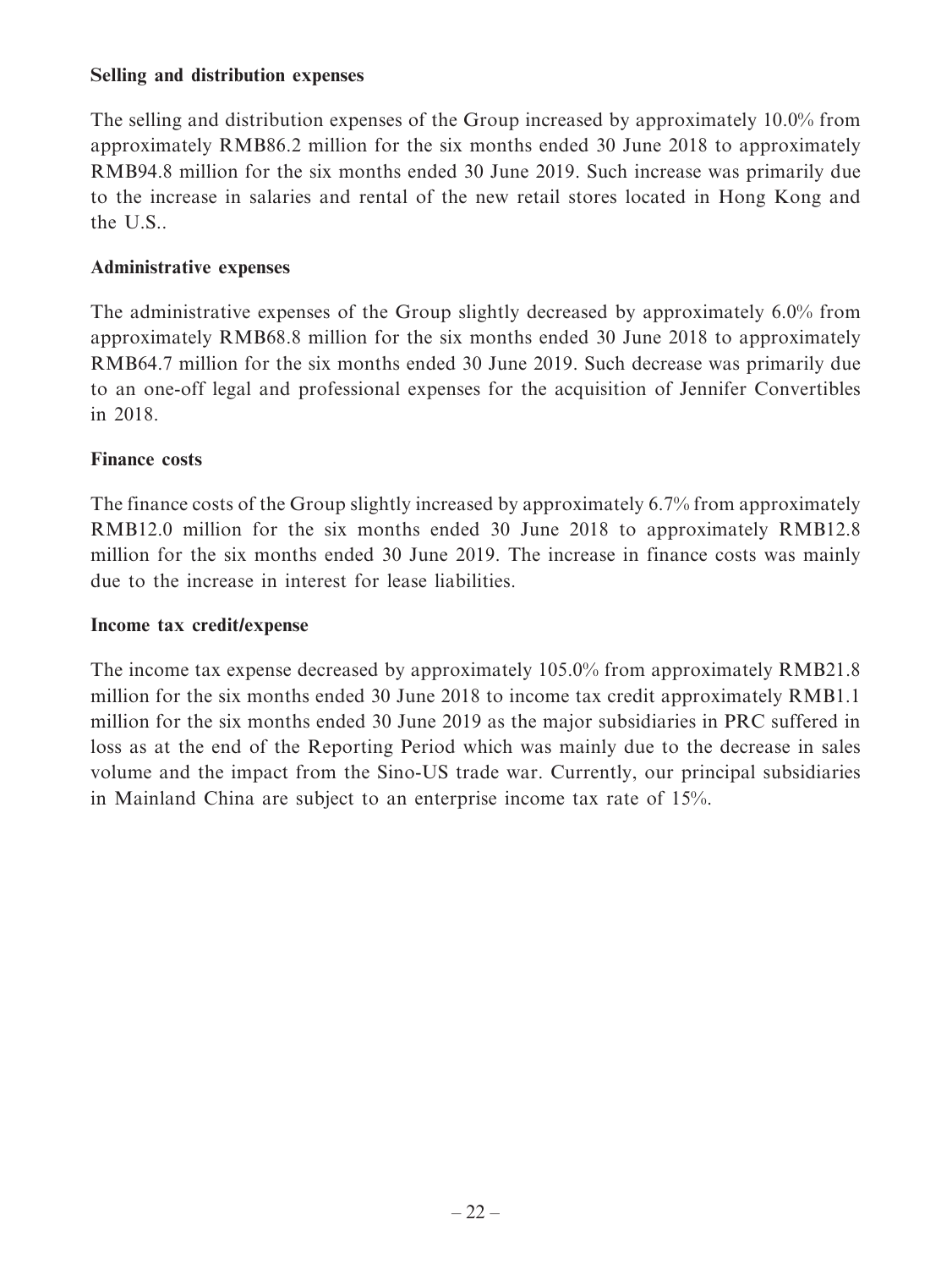**Selling and distribution expenses**

The selling and distribution expenses of the Group increased by approximately 10.0% from approximately RMB86.2 million for the six months ended 30 June 2018 to approximately RMB94.8 million for the six months ended 30 June 2019. Such increase was primarily due to the increase in salaries and rental of the new retail stores located in Hong Kong and the U.S..

**Administrative expenses**

The administrative expenses of the Group slightly decreased by approximately 6.0% from approximately RMB68.8 million for the six months ended 30 June 2018 to approximately RMB64.7 million for the six months ended 30 June 2019. Such decrease was primarily due to an one-off legal and professional expenses for the acquisition of Jennifer Convertibles in 2018.

**Finance costs**

The finance costs of the Group slightly increased by approximately 6.7% from approximately RMB12.0 million for the six months ended 30 June 2018 to approximately RMB12.8 million for the six months ended 30 June 2019. The increase in finance costs was mainly due to the increase in interest for lease liabilities.

**Income tax credit/expense**

The income tax expense decreased by approximately 105.0% from approximately RMB21.8 million for the six months ended 30 June 2018 to income tax credit approximately RMB1.1 million for the six months ended 30 June 2019 as the major subsidiaries in PRC suffered in loss as at the end of the Reporting Period which was mainly due to the decrease in sales volume and the impact from the Sino-US trade war. Currently, our principal subsidiaries in Mainland China are subject to an enterprise income tax rate of 15%.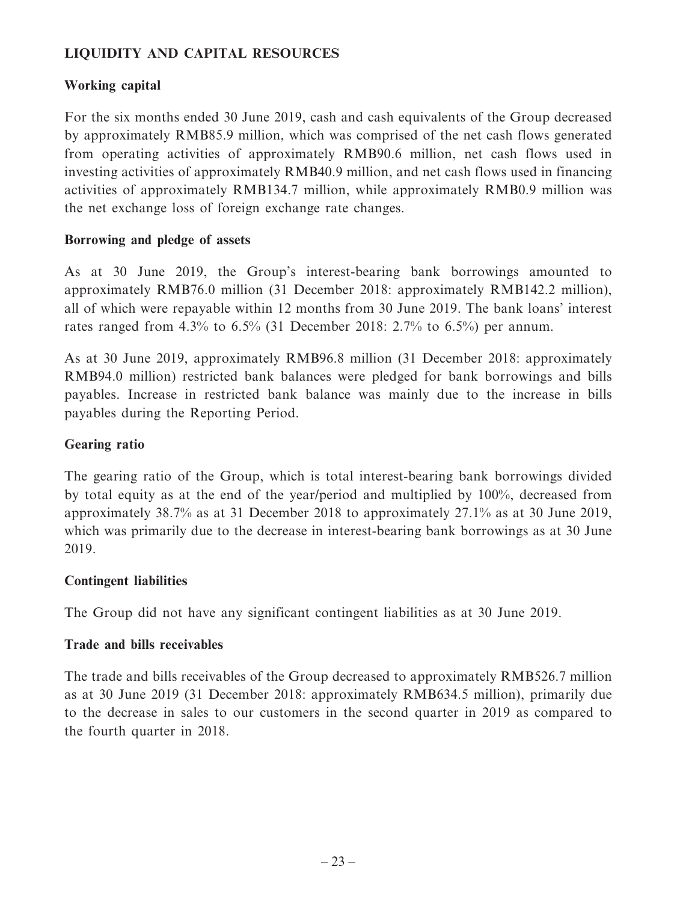## LIQUIDITY AND CAPITAL RESOURCES

### Working capital

For the six months ended 30 June 2019, cash and cash equivalents of the Group decreased by approximately RMB85.9 million, which was comprised of the net cash flows generated from operating activities of approximately RMB90.6 million, net cash flows used in investing activities of approximately RMB40.9 million, and net cash flows used in financing activities of approximately RMB134.7 million, while approximately RMB0.9 million was the net exchange loss of foreign exchange rate changes.

### Borrowing and pledge of assets

As at 30 June 2019, the Group's interest-bearing bank borrowings amounted to approximately RMB76.0 million (31 December 2018: approximately RMB142.2 million), all of which were repayable within 12 months from 30 June 2019. The bank loans' interest rates ranged from 4.3% to 6.5% (31 December 2018: 2.7% to 6.5%) per annum.

As at 30 June 2019, approximately RMB96.8 million (31 December 2018: approximately RMB94.0 million) restricted bank balances were pledged for bank borrowings and bills payables. Increase in restricted bank balance was mainly due to the increase in bills payables during the Reporting Period.

### Gearing ratio

The gearing ratio of the Group, which is total interest-bearing bank borrowings divided by total equity as at the end of the year/period and multiplied by 100%, decreased from approximately 38.7% as at 31 December 2018 to approximately 27.1% as at 30 June 2019, which was primarily due to the decrease in interest-bearing bank borrowings as at 30 June 2019.

### Contingent liabilities

The Group did not have any significant contingent liabilities as at 30 June 2019.

### Trade and bills receivables

The trade and bills receivables of the Group decreased to approximately RMB526.7 million as at 30 June 2019 (31 December 2018: approximately RMB634.5 million), primarily due to the decrease in sales to our customers in the second quarter in 2019 as compared to the fourth quarter in 2018.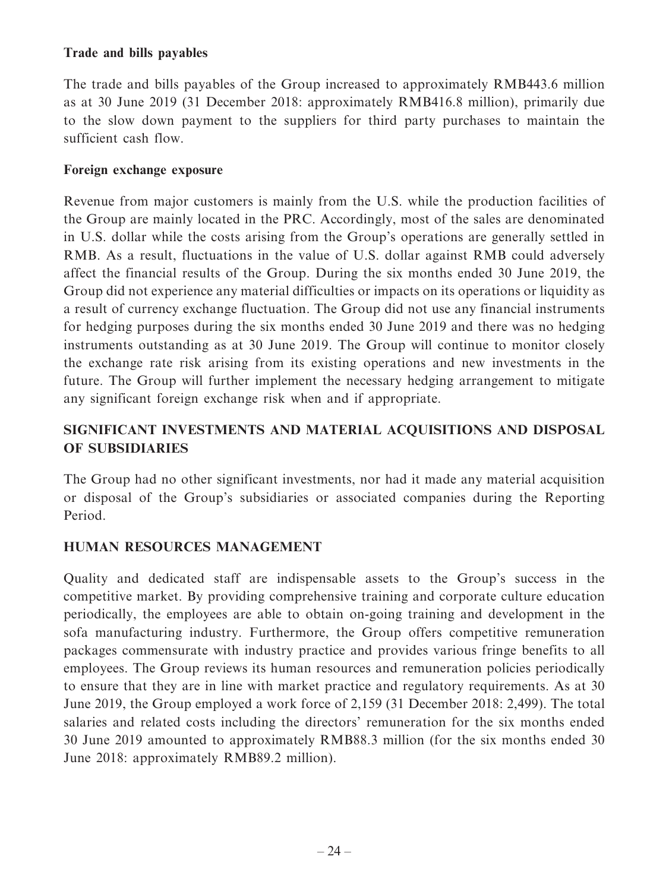**Trade and bills payables**

The trade and bills payables of the Group increased to approximately RMB443.6 million as at 30 June 2019 (31 December 2018: approximately RMB416.8 million), primarily due to the slow down payment to the suppliers for third party purchases to maintain the sufficient cash flow.

**Foreign exchange exposure**

Revenue from major customers is mainly from the U.S. while the production facilities of the Group are mainly located in the PRC. Accordingly, most of the sales are denominated in U.S. dollar while the costs arising from the Group's operations are generally settled in RMB. As a result, fluctuations in the value of U.S. dollar against RMB could adversely affect the financial results of the Group. During the six months ended 30 June 2019, the Group did not experience any material difficulties or impacts on its operations or liquidity as a result of currency exchange fluctuation. The Group did not use any financial instruments for hedging purposes during the six months ended 30 June 2019 and there was no hedging instruments outstanding as at 30 June 2019. The Group will continue to monitor closely the exchange rate risk arising from its existing operations and new investments in the future. The Group will further implement the necessary hedging arrangement to mitigate any significant foreign exchange risk when and if appropriate.

## SIGNIFICANT INVESTMENTS AND MATERIAL ACQUISITIONS AND DISPOSAL OF SUBSIDIARIES

The Group had no other significant investments, nor had it made any material acquisition or disposal of the Group's subsidiaries or associated companies during the Reporting Period.

## HUMAN RESOURCES MANAGEMENT

Quality and dedicated staff are indispensable assets to the Group's success in the competitive market. By providing comprehensive training and corporate culture education periodically, the employees are able to obtain on-going training and development in the sofa manufacturing industry. Furthermore, the Group offers competitive remuneration packages commensurate with industry practice and provides various fringe benefits to all employees. The Group reviews its human resources and remuneration policies periodically to ensure that they are in line with market practice and regulatory requirements. As at 30 June 2019, the Group employed a work force of 2,159 (31 December 2018: 2,499). The total salaries and related costs including the directors' remuneration for the six months ended 30 June 2019 amounted to approximately RMB88.3 million (for the six months ended 30 June 2018: approximately RMB89.2 million).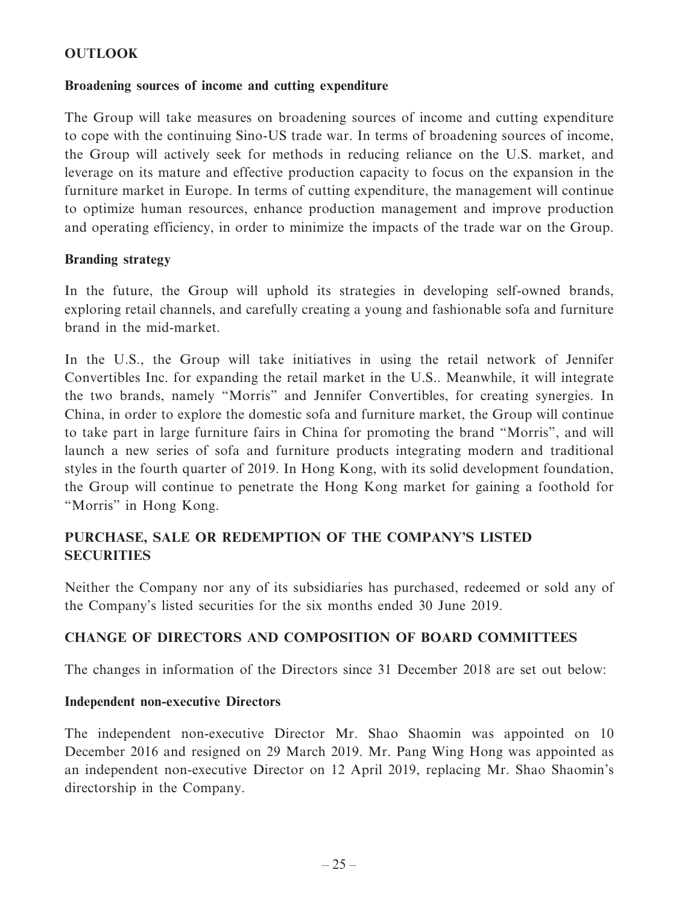## OUTLOOK

### Broadening sources of income and cutting expenditure

The Group will take measures on broadening sources of income and cutting expenditure to cope with the continuing Sino-US trade war. In terms of broadening sources of income, the Group will actively seek for methods in reducing reliance on the U.S. market, and leverage on its mature and effective production capacity to focus on the expansion in the furniture market in Europe. In terms of cutting expenditure, the management will continue to optimize human resources, enhance production management and improve production and operating efficiency, in order to minimize the impacts of the trade war on the Group.

### Branding strategy

In the future, the Group will uphold its strategies in developing self-owned brands, exploring retail channels, and carefully creating a young and fashionable sofa and furniture brand in the mid-market.

In the U.S., the Group will take initiatives in using the retail network of Jennifer Convertibles Inc. for expanding the retail market in the U.S.. Meanwhile, it will integrate the two brands, namely "Morris" and Jennifer Convertibles, for creating synergies. In China, in order to explore the domestic sofa and furniture market, the Group will continue to take part in large furniture fairs in China for promoting the brand "Morris", and will launch a new series of sofa and furniture products integrating modern and traditional styles in the fourth quarter of 2019. In Hong Kong, with its solid development foundation, the Group will continue to penetrate the Hong Kong market for gaining a foothold for "Morris" in Hong Kong.

## PURCHASE, SALE OR REDEMPTION OF THE COMPANY'S LISTED SECURITIES

Neither the Company nor any of its subsidiaries has purchased, redeemed or sold any of the Company's listed securities for the six months ended 30 June 2019.

## CHANGE OF DIRECTORS AND COMPOSITION OF BOARD COMMITTEES

The changes in information of the Directors since 31 December 2018 are set out below:

### Independent non-executive Directors

The independent non-executive Director Mr. Shao Shaomin was appointed on 10 December 2016 and resigned on 29 March 2019. Mr. Pang Wing Hong was appointed as an independent non-executive Director on 12 April 2019, replacing Mr. Shao Shaomin's directorship in the Company.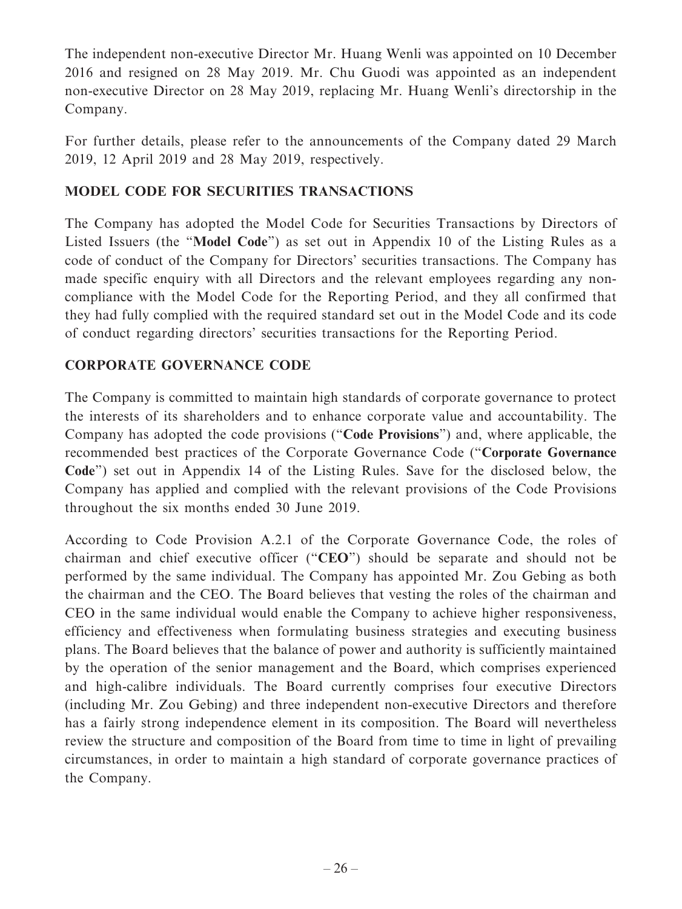The independent non-executive Director Mr. Huang Wenli was appointed on 10 December 2016 and resigned on 28 May 2019. Mr. Chu Guodi was appointed as an independent non-executive Director on 28 May 2019, replacing Mr. Huang Wenli's directorship in the Company.

For further details, please refer to the announcements of the Company dated 29 March 2019, 12 April 2019 and 28 May 2019, respectively.

## MODEL CODE FOR SECURITIES TRANSACTIONS

The Company has adopted the Model Code for Securities Transactions by Directors of Listed Issuers (the "**Model Code**") as set out in Appendix 10 of the Listing Rules as a code of conduct of the Company for Directors' securities transactions. The Company has made specific enquiry with all Directors and the relevant employees regarding any non-compliance with the Model Code for the Reporting Period, and they all confirmed that they had fully complied with the required standard set out in the Model Code and its code of conduct regarding directors' securities transactions for the Reporting Period.

## CORPORATE GOVERNANCE CODE

The Company is committed to maintain high standards of corporate governance to protect the interests of its shareholders and to enhance corporate value and accountability. The Company has adopted the code provisions ("**Code Provisions**") and, where applicable, the recommended best practices of the Corporate Governance Code ("**Corporate Governance Code**") set out in Appendix 14 of the Listing Rules. Save for the disclosed below, the Company has applied and complied with the relevant provisions of the Code Provisions throughout the six months ended 30 June 2019.

According to Code Provision A.2.1 of the Corporate Governance Code, the roles of chairman and chief executive officer ("**CEO**") should be separate and should not be performed by the same individual. The Company has appointed Mr. Zou Gebing as both the chairman and the CEO. The Board believes that vesting the roles of the chairman and CEO in the same individual would enable the Company to achieve higher responsiveness, efficiency and effectiveness when formulating business strategies and executing business plans. The Board believes that the balance of power and authority is sufficiently maintained by the operation of the senior management and the Board, which comprises experienced and high-calibre individuals. The Board currently comprises four executive Directors (including Mr. Zou Gebing) and three independent non-executive Directors and therefore has a fairly strong independence element in its composition. The Board will nevertheless review the structure and composition of the Board from time to time in light of prevailing circumstances, in order to maintain a high standard of corporate governance practices of the Company.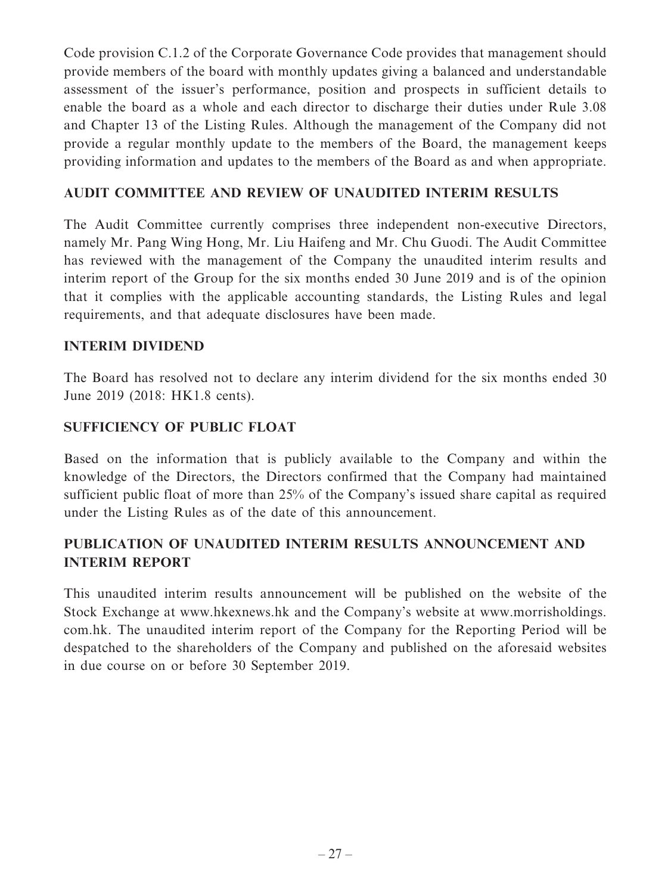Code provision C.1.2 of the Corporate Governance Code provides that management should provide members of the board with monthly updates giving a balanced and understandable assessment of the issuer's performance, position and prospects in sufficient details to enable the board as a whole and each director to discharge their duties under Rule 3.08 and Chapter 13 of the Listing Rules. Although the management of the Company did not provide a regular monthly update to the members of the Board, the management keeps providing information and updates to the members of the Board as and when appropriate.

## AUDIT COMMITTEE AND REVIEW OF UNAUDITED INTERIM RESULTS

The Audit Committee currently comprises three independent non-executive Directors, namely Mr. Pang Wing Hong, Mr. Liu Haifeng and Mr. Chu Guodi. The Audit Committee has reviewed with the management of the Company the unaudited interim results and interim report of the Group for the six months ended 30 June 2019 and is of the opinion that it complies with the applicable accounting standards, the Listing Rules and legal requirements, and that adequate disclosures have been made.

## INTERIM DIVIDEND

The Board has resolved not to declare any interim dividend for the six months ended 30 June 2019 (2018: HK1.8 cents).

## SUFFICIENCY OF PUBLIC FLOAT

Based on the information that is publicly available to the Company and within the knowledge of the Directors, the Directors confirmed that the Company had maintained sufficient public float of more than 25% of the Company's issued share capital as required under the Listing Rules as of the date of this announcement.

## PUBLICATION OF UNAUDITED INTERIM RESULTS ANNOUNCEMENT AND INTERIM REPORT

This unaudited interim results announcement will be published on the website of the Stock Exchange at www.hkexnews.hk and the Company's website at www.morrisholdings.com.hk. The unaudited interim report of the Company for the Reporting Period will be despatched to the shareholders of the Company and published on the aforesaid websites in due course on or before 30 September 2019.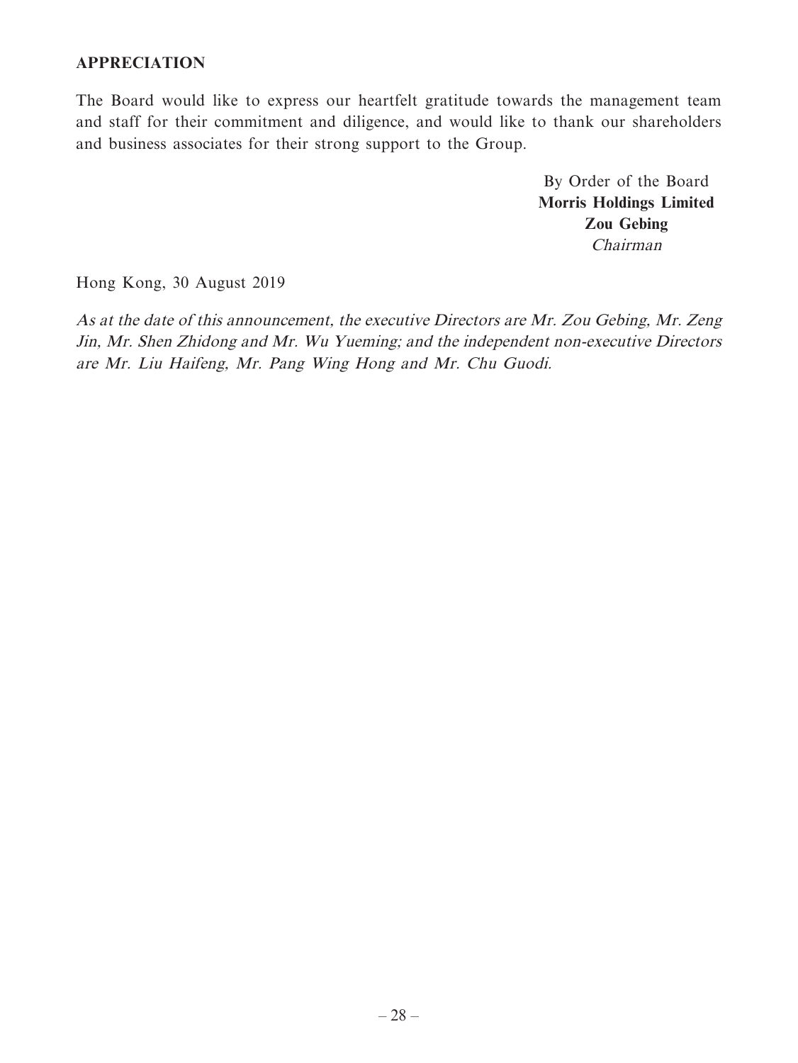## APPRECIATION

The Board would like to express our heartfelt gratitude towards the management team and staff for their commitment and diligence, and would like to thank our shareholders and business associates for their strong support to the Group.

By Order of the Board
**Morris Holdings Limited**
**Zou Gebing**
*Chairman*

Hong Kong, 30 August 2019

*As at the date of this announcement, the executive Directors are Mr. Zou Gebing, Mr. Zeng Jin, Mr. Shen Zhidong and Mr. Wu Yueming; and the independent non-executive Directors are Mr. Liu Haifeng, Mr. Pang Wing Hong and Mr. Chu Guodi.*